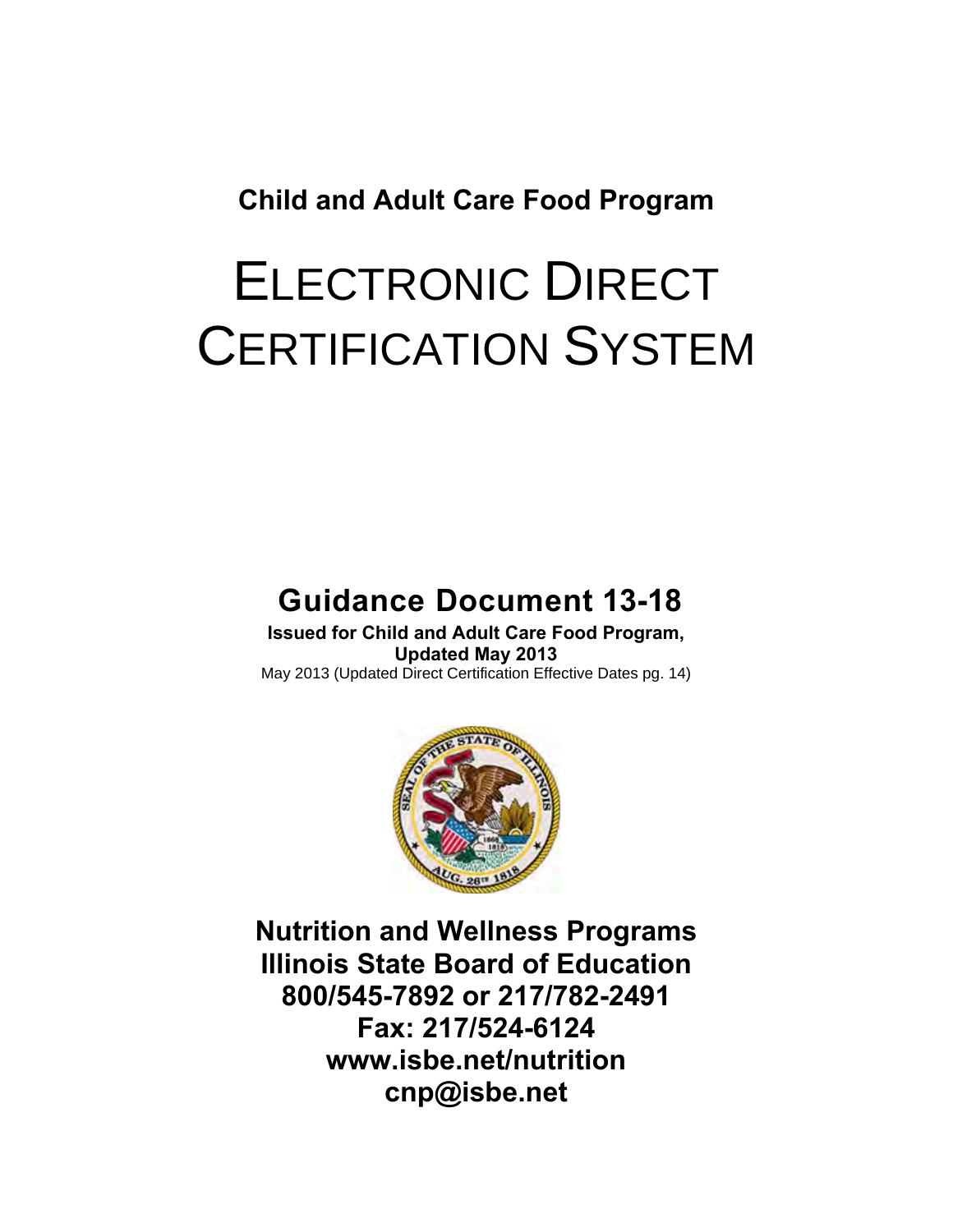**Child and Adult Care Food Program**

# ELECTRONIC DIRECT CERTIFICATION SYSTEM

## Guidance Document 13-18

**Issued for Child and Adult Care Food Program,**
**Updated May 2013**
May 2013 (Updated Direct Certification Effective Dates pg. 14)

**Nutrition and Wellness Programs**
**Illinois State Board of Education**
**800/545-7892 or 217/782-2491**
**Fax: 217/524-6124**
**www.isbe.net/nutrition**
**cnp@isbe.net**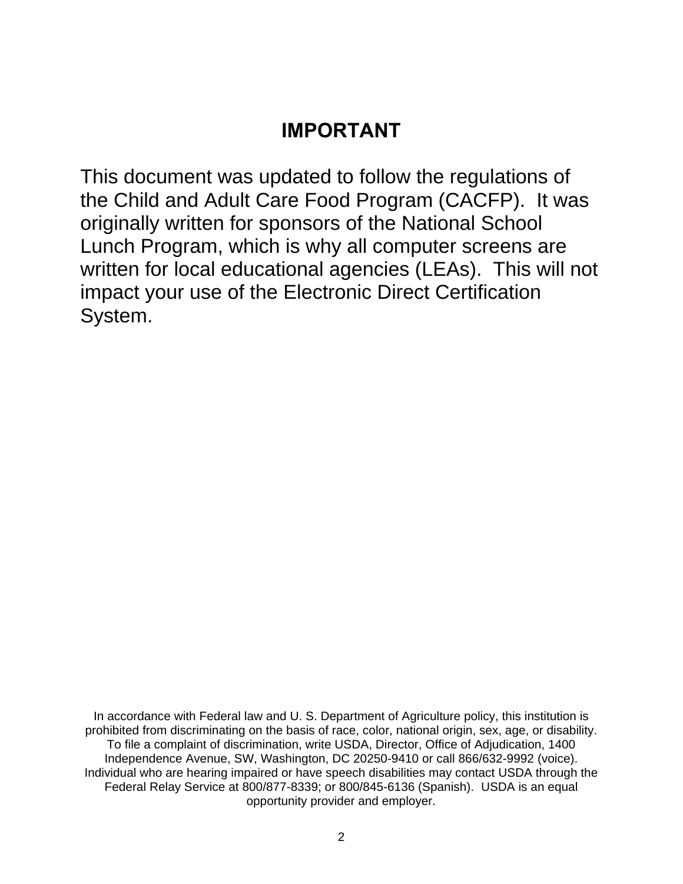## IMPORTANT

This document was updated to follow the regulations of the Child and Adult Care Food Program (CACFP). It was originally written for sponsors of the National School Lunch Program, which is why all computer screens are written for local educational agencies (LEAs). This will not impact your use of the Electronic Direct Certification System.

In accordance with Federal law and U. S. Department of Agriculture policy, this institution is prohibited from discriminating on the basis of race, color, national origin, sex, age, or disability. To file a complaint of discrimination, write USDA, Director, Office of Adjudication, 1400 Independence Avenue, SW, Washington, DC 20250-9410 or call 866/632-9992 (voice). Individual who are hearing impaired or have speech disabilities may contact USDA through the Federal Relay Service at 800/877-8339; or 800/845-6136 (Spanish). USDA is an equal opportunity provider and employer.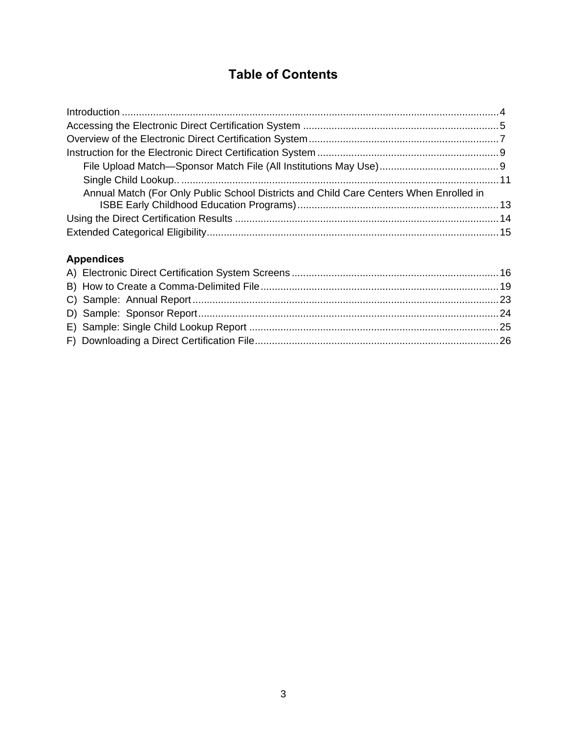# Table of Contents

Introduction ....................................................................................................................................4
Accessing the Electronic Direct Certification System ....................................................................5
Overview of the Electronic Direct Certification System ..................................................................7
Instruction for the Electronic Direct Certification System ...............................................................9
    File Upload Match—Sponsor Match File (All Institutions May Use) .........................................9
    Single Child Lookup.. ...............................................................................................................11
    Annual Match (For Only Public School Districts and Child Care Centers When Enrolled in ISBE Early Childhood Education Programs) ......................................................................13
Using the Direct Certification Results ...........................................................................................14
Extended Categorical Eligibility.....................................................................................................15

**Appendices**

A) Electronic Direct Certification System Screens ........................................................................16
B) How to Create a Comma-Delimited File...................................................................................19
C) Sample: Annual Report ..........................................................................................................23
D) Sample: Sponsor Report.........................................................................................................24
E) Sample: Single Child Lookup Report .......................................................................................25
F) Downloading a Direct Certification File.....................................................................................26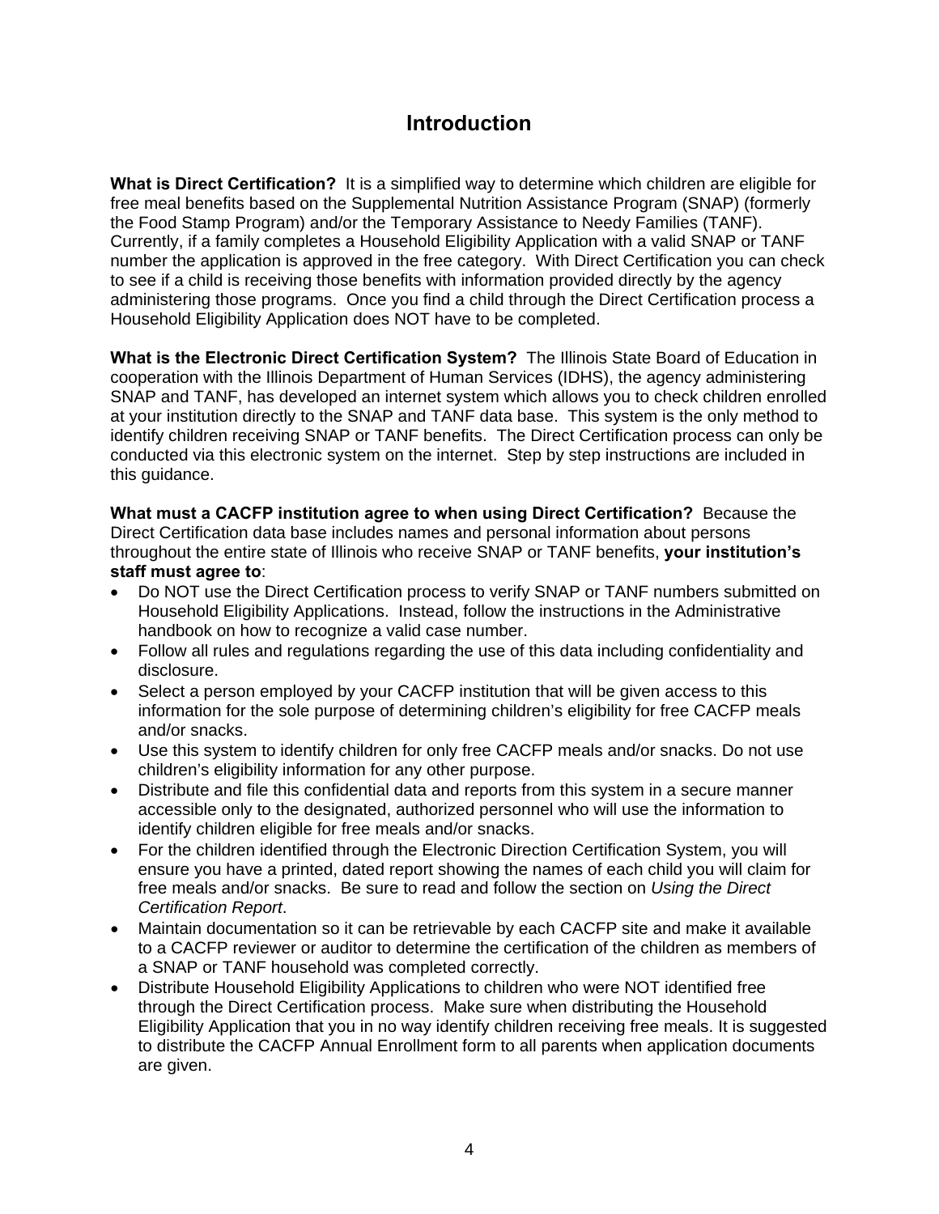# Introduction

**What is Direct Certification?** It is a simplified way to determine which children are eligible for free meal benefits based on the Supplemental Nutrition Assistance Program (SNAP) (formerly the Food Stamp Program) and/or the Temporary Assistance to Needy Families (TANF). Currently, if a family completes a Household Eligibility Application with a valid SNAP or TANF number the application is approved in the free category. With Direct Certification you can check to see if a child is receiving those benefits with information provided directly by the agency administering those programs. Once you find a child through the Direct Certification process a Household Eligibility Application does NOT have to be completed.

**What is the Electronic Direct Certification System?** The Illinois State Board of Education in cooperation with the Illinois Department of Human Services (IDHS), the agency administering SNAP and TANF, has developed an internet system which allows you to check children enrolled at your institution directly to the SNAP and TANF data base. This system is the only method to identify children receiving SNAP or TANF benefits. The Direct Certification process can only be conducted via this electronic system on the internet. Step by step instructions are included in this guidance.

**What must a CACFP institution agree to when using Direct Certification?** Because the Direct Certification data base includes names and personal information about persons throughout the entire state of Illinois who receive SNAP or TANF benefits, **your institution's staff must agree to**:

- Do NOT use the Direct Certification process to verify SNAP or TANF numbers submitted on Household Eligibility Applications. Instead, follow the instructions in the Administrative handbook on how to recognize a valid case number.
- Follow all rules and regulations regarding the use of this data including confidentiality and disclosure.
- Select a person employed by your CACFP institution that will be given access to this information for the sole purpose of determining children's eligibility for free CACFP meals and/or snacks.
- Use this system to identify children for only free CACFP meals and/or snacks. Do not use children's eligibility information for any other purpose.
- Distribute and file this confidential data and reports from this system in a secure manner accessible only to the designated, authorized personnel who will use the information to identify children eligible for free meals and/or snacks.
- For the children identified through the Electronic Direction Certification System, you will ensure you have a printed, dated report showing the names of each child you will claim for free meals and/or snacks. Be sure to read and follow the section on *Using the Direct Certification Report*.
- Maintain documentation so it can be retrievable by each CACFP site and make it available to a CACFP reviewer or auditor to determine the certification of the children as members of a SNAP or TANF household was completed correctly.
- Distribute Household Eligibility Applications to children who were NOT identified free through the Direct Certification process. Make sure when distributing the Household Eligibility Application that you in no way identify children receiving free meals. It is suggested to distribute the CACFP Annual Enrollment form to all parents when application documents are given.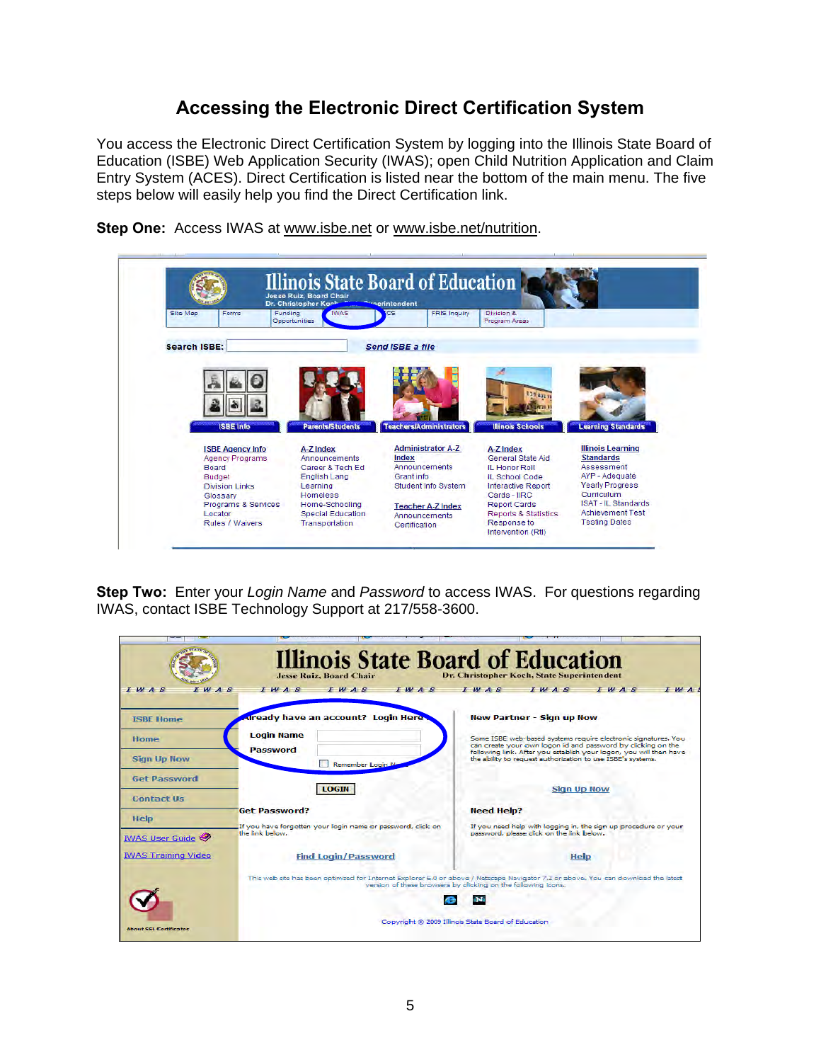# Accessing the Electronic Direct Certification System

You access the Electronic Direct Certification System by logging into the Illinois State Board of Education (ISBE) Web Application Security (IWAS); open Child Nutrition Application and Claim Entry System (ACES). Direct Certification is listed near the bottom of the main menu. The five steps below will easily help you find the Direct Certification link.

**Step One:** Access IWAS at www.isbe.net or www.isbe.net/nutrition.

**Step Two:** Enter your *Login Name* and *Password* to access IWAS. For questions regarding IWAS, contact ISBE Technology Support at 217/558-3600.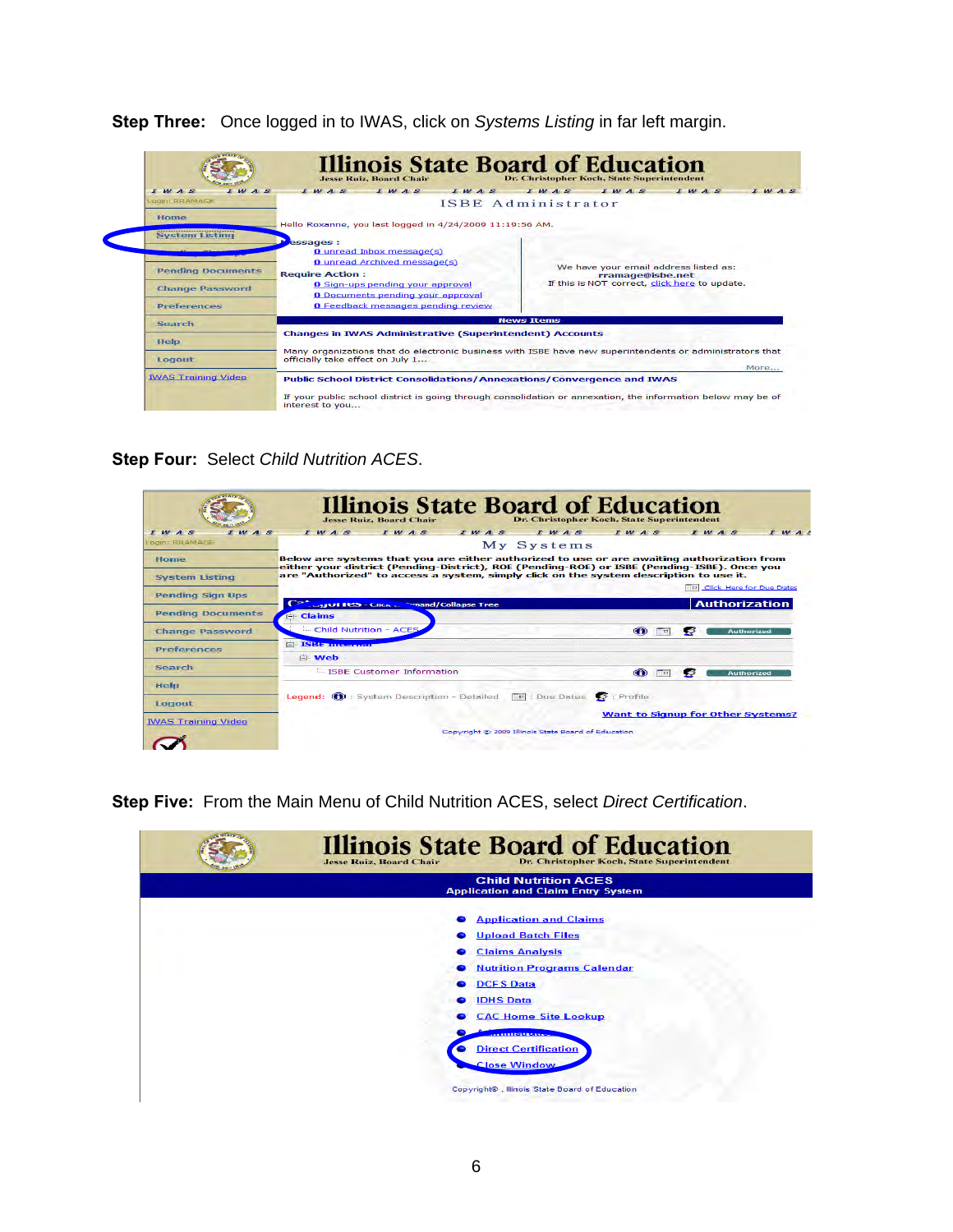**Step Three:** Once logged in to IWAS, click on *Systems Listing* in far left margin.

**Step Four:** Select *Child Nutrition ACES*.

**Step Five:** From the Main Menu of Child Nutrition ACES, select *Direct Certification*.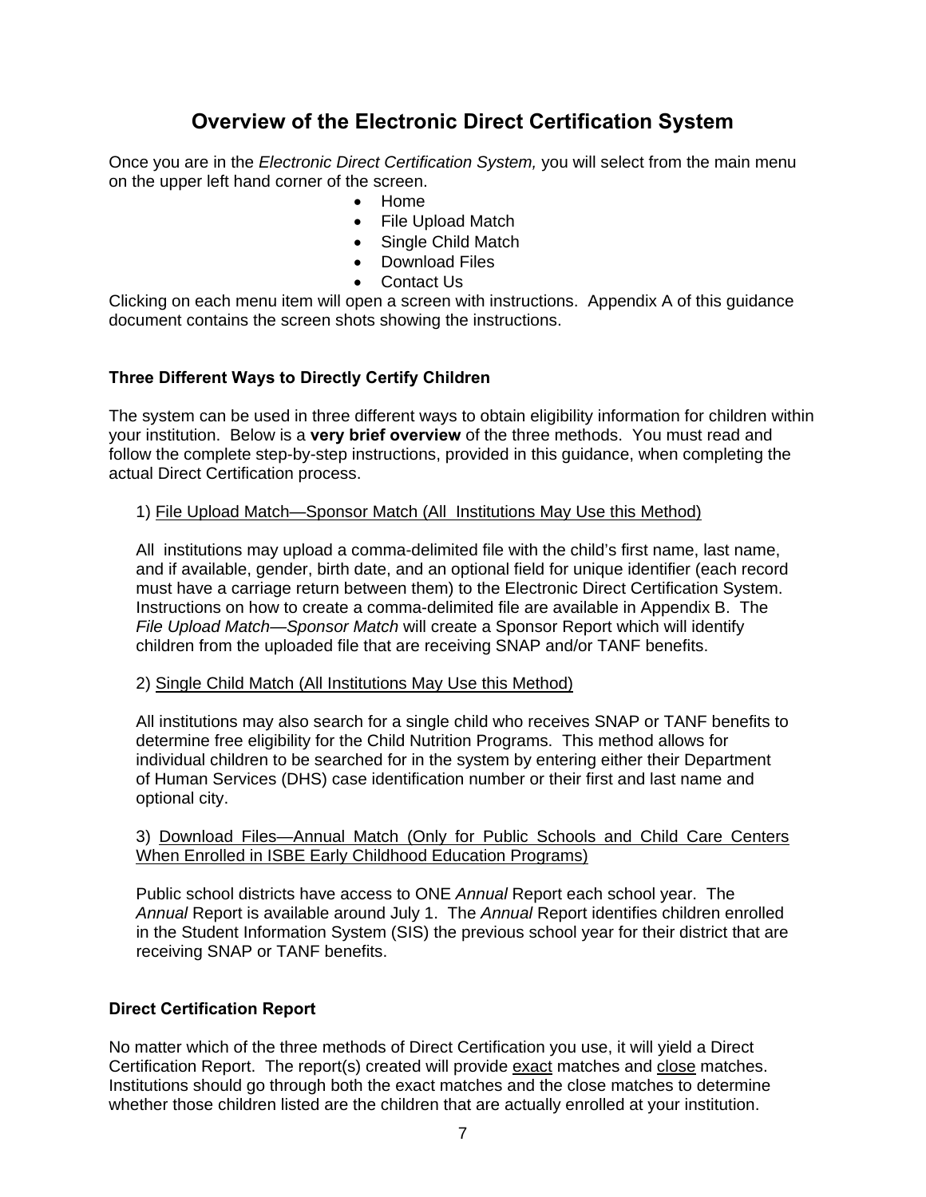# Overview of the Electronic Direct Certification System

Once you are in the *Electronic Direct Certification System,* you will select from the main menu on the upper left hand corner of the screen.

- Home
- File Upload Match
- Single Child Match
- Download Files
- Contact Us

Clicking on each menu item will open a screen with instructions. Appendix A of this guidance document contains the screen shots showing the instructions.

### Three Different Ways to Directly Certify Children

The system can be used in three different ways to obtain eligibility information for children within your institution. Below is a **very brief overview** of the three methods. You must read and follow the complete step-by-step instructions, provided in this guidance, when completing the actual Direct Certification process.

1) <u>File Upload Match—Sponsor Match (All Institutions May Use this Method)</u>

All institutions may upload a comma-delimited file with the child's first name, last name, and if available, gender, birth date, and an optional field for unique identifier (each record must have a carriage return between them) to the Electronic Direct Certification System. Instructions on how to create a comma-delimited file are available in Appendix B. The *File Upload Match—Sponsor Match* will create a Sponsor Report which will identify children from the uploaded file that are receiving SNAP and/or TANF benefits.

2) <u>Single Child Match (All Institutions May Use this Method)</u>

All institutions may also search for a single child who receives SNAP or TANF benefits to determine free eligibility for the Child Nutrition Programs. This method allows for individual children to be searched for in the system by entering either their Department of Human Services (DHS) case identification number or their first and last name and optional city.

3) <u>Download Files—Annual Match (Only for Public Schools and Child Care Centers When Enrolled in ISBE Early Childhood Education Programs)</u>

Public school districts have access to ONE *Annual* Report each school year. The *Annual* Report is available around July 1. The *Annual* Report identifies children enrolled in the Student Information System (SIS) the previous school year for their district that are receiving SNAP or TANF benefits.

### Direct Certification Report

No matter which of the three methods of Direct Certification you use, it will yield a Direct Certification Report. The report(s) created will provide <u>exact</u> matches and <u>close</u> matches. Institutions should go through both the exact matches and the close matches to determine whether those children listed are the children that are actually enrolled at your institution.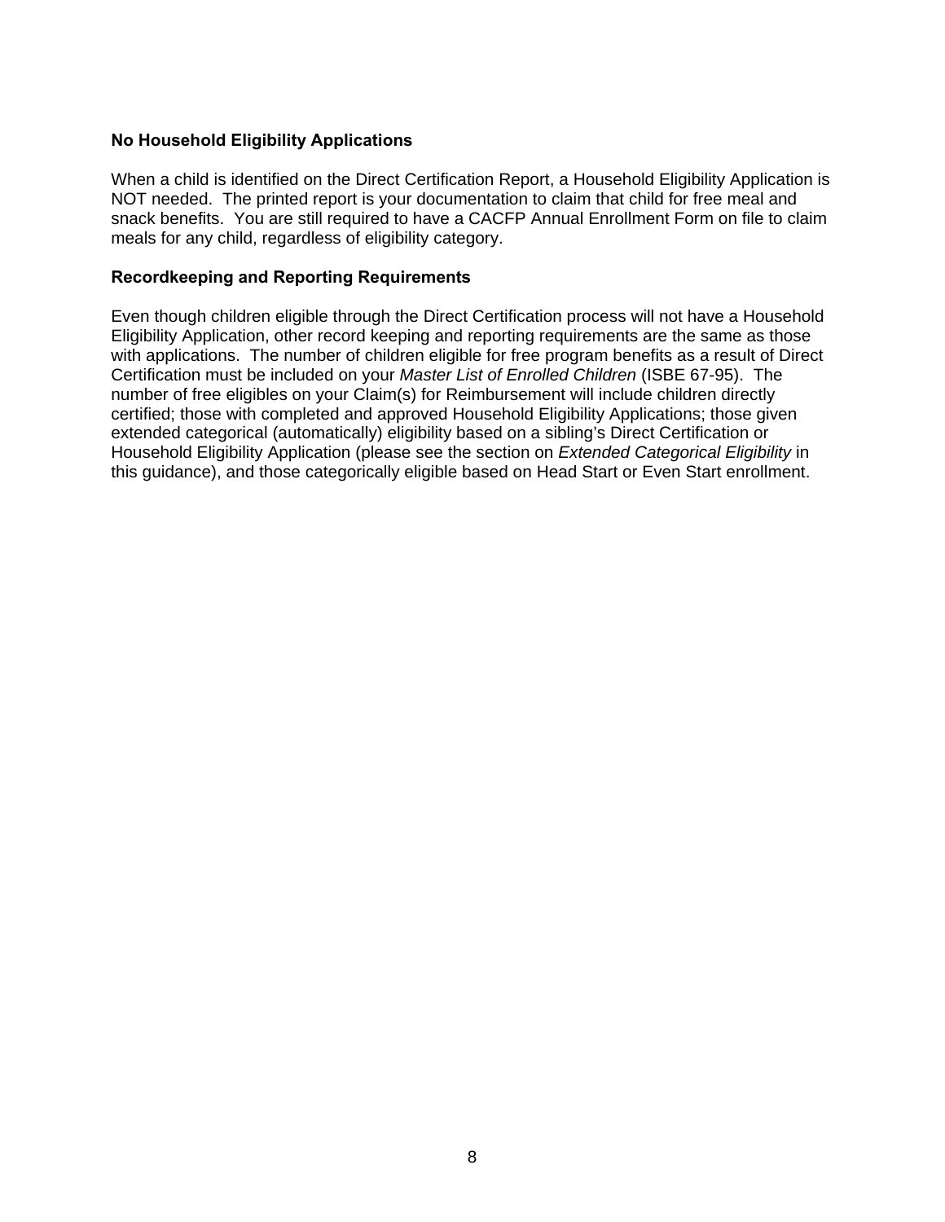**No Household Eligibility Applications**

When a child is identified on the Direct Certification Report, a Household Eligibility Application is NOT needed. The printed report is your documentation to claim that child for free meal and snack benefits. You are still required to have a CACFP Annual Enrollment Form on file to claim meals for any child, regardless of eligibility category.

**Recordkeeping and Reporting Requirements**

Even though children eligible through the Direct Certification process will not have a Household Eligibility Application, other record keeping and reporting requirements are the same as those with applications. The number of children eligible for free program benefits as a result of Direct Certification must be included on your *Master List of Enrolled Children* (ISBE 67-95). The number of free eligibles on your Claim(s) for Reimbursement will include children directly certified; those with completed and approved Household Eligibility Applications; those given extended categorical (automatically) eligibility based on a sibling's Direct Certification or Household Eligibility Application (please see the section on *Extended Categorical Eligibility* in this guidance), and those categorically eligible based on Head Start or Even Start enrollment.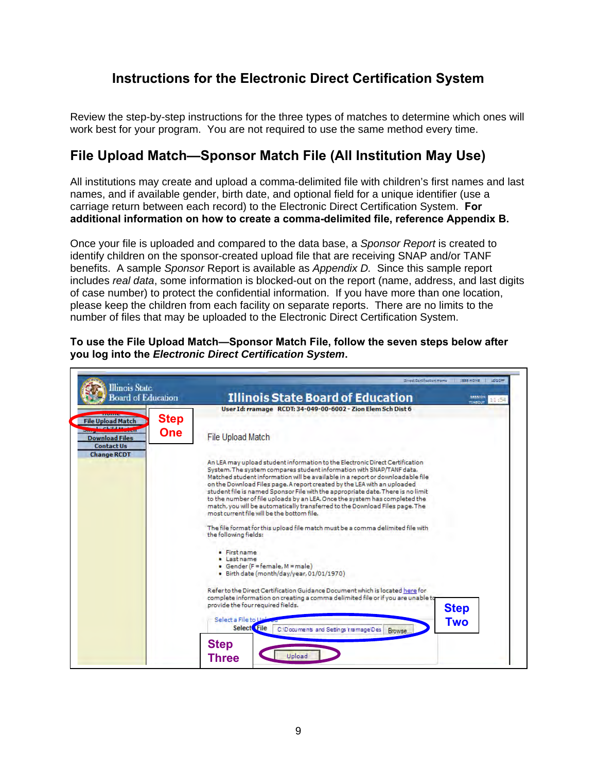# Instructions for the Electronic Direct Certification System

Review the step-by-step instructions for the three types of matches to determine which ones will work best for your program. You are not required to use the same method every time.

## File Upload Match—Sponsor Match File (All Institution May Use)

All institutions may create and upload a comma-delimited file with children's first names and last names, and if available gender, birth date, and optional field for a unique identifier (use a carriage return between each record) to the Electronic Direct Certification System. **For additional information on how to create a comma-delimited file, reference Appendix B.**

Once your file is uploaded and compared to the data base, a *Sponsor Report* is created to identify children on the sponsor-created upload file that are receiving SNAP and/or TANF benefits. A sample *Sponsor* Report is available as *Appendix D.* Since this sample report includes *real data*, some information is blocked-out on the report (name, address, and last digits of case number) to protect the confidential information. If you have more than one location, please keep the children from each facility on separate reports. There are no limits to the number of files that may be uploaded to the Electronic Direct Certification System.

**To use the File Upload Match—Sponsor Match File, follow the seven steps below after you log into the *Electronic Direct Certification System*.**

Illinois State Board of Education

User Id: rramage RCDT: 34-049-00-6002 - Zion Elem Sch Dist 6

Home | File Upload Match | Single Child Match | Download Files | Contact Us | Change RCDT

**Step One**

File Upload Match

An LEA may upload student information to the Electronic Direct Certification System. The system compares student information with SNAP/TANF data. Matched student information will be available in a report or downloadable file on the Download Files page. A report created by the LEA with an uploaded student file is named Sponsor File with the appropriate date. There is no limit to the number of file uploads by an LEA. Once the system has completed the match, you will be automatically transferred to the Download Files page. The most current file will be the bottom file.

The file format for this upload file match must be a comma delimited file with the following fields:

- First name
- Last name
- Gender (F = female, M = male)
- Birth date (month/day/year, 01/01/1970)

Refer to the Direct Certification Guidance Document which is located here for complete information on creating a comma delimited file or if you are unable to provide the four required fields.

Select a File to Upload

Select File C:\Documents and Settings\rramage\Des Browse...

**Step Two**

Upload

**Step Three**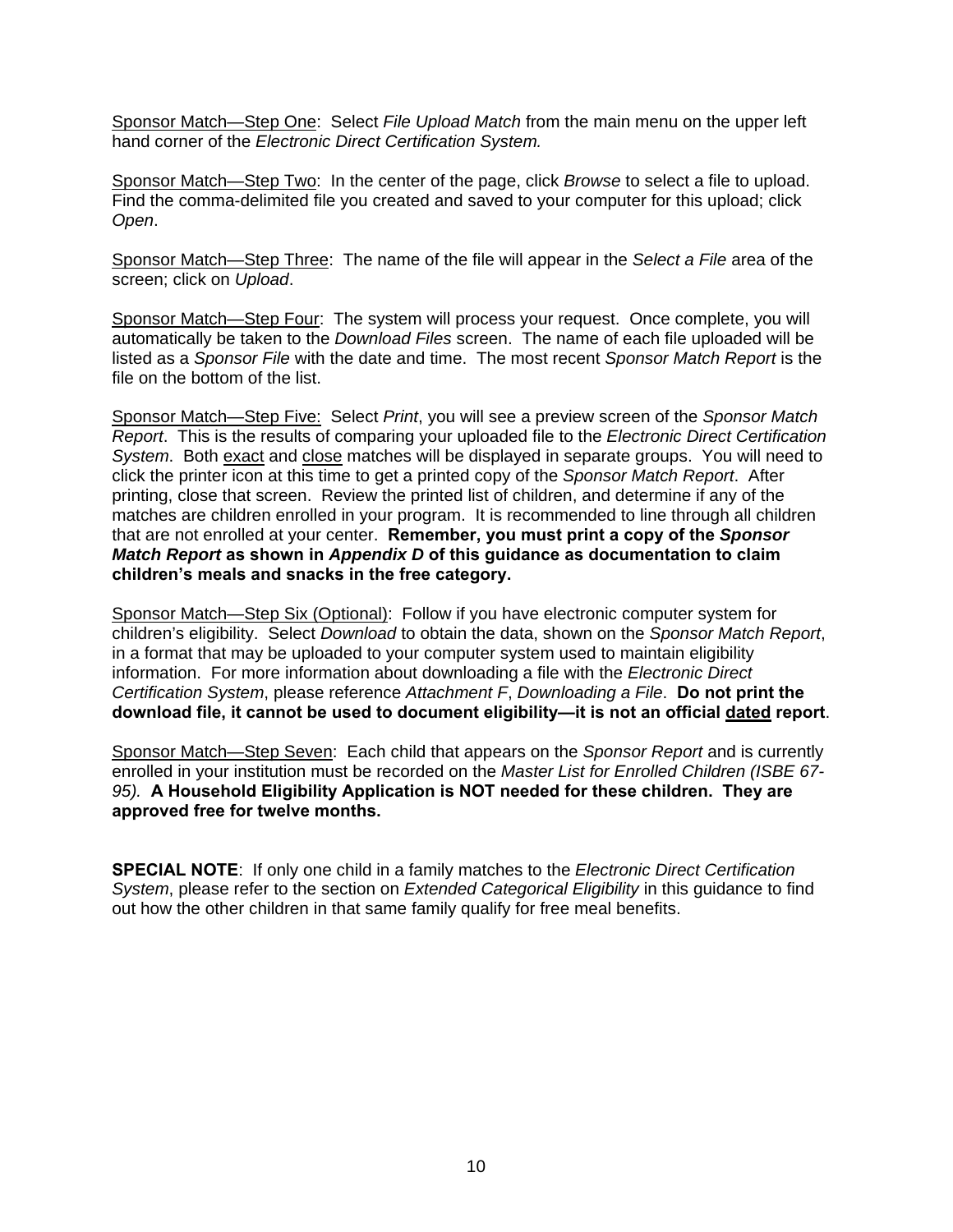<u>Sponsor Match—Step One</u>: Select *File Upload Match* from the main menu on the upper left hand corner of the *Electronic Direct Certification System.*

<u>Sponsor Match—Step Two</u>: In the center of the page, click *Browse* to select a file to upload. Find the comma-delimited file you created and saved to your computer for this upload; click *Open*.

<u>Sponsor Match—Step Three</u>: The name of the file will appear in the *Select a File* area of the screen; click on *Upload*.

<u>Sponsor Match—Step Four</u>: The system will process your request. Once complete, you will automatically be taken to the *Download Files* screen. The name of each file uploaded will be listed as a *Sponsor File* with the date and time. The most recent *Sponsor Match Report* is the file on the bottom of the list.

<u>Sponsor Match—Step Five:</u> Select *Print*, you will see a preview screen of the *Sponsor Match Report*. This is the results of comparing your uploaded file to the *Electronic Direct Certification System*. Both <u>exact</u> and <u>close</u> matches will be displayed in separate groups. You will need to click the printer icon at this time to get a printed copy of the *Sponsor Match Report*. After printing, close that screen. Review the printed list of children, and determine if any of the matches are children enrolled in your program. It is recommended to line through all children that are not enrolled at your center. **Remember, you must print a copy of the *Sponsor Match Report* as shown in *Appendix D* of this guidance as documentation to claim children's meals and snacks in the free category.**

<u>Sponsor Match—Step Six (Optional)</u>: Follow if you have electronic computer system for children's eligibility. Select *Download* to obtain the data, shown on the *Sponsor Match Report*, in a format that may be uploaded to your computer system used to maintain eligibility information. For more information about downloading a file with the *Electronic Direct Certification System*, please reference *Attachment F*, *Downloading a File*. **Do not print the download file, it cannot be used to document eligibility—it is not an official <u>dated</u> report**.

<u>Sponsor Match—Step Seven</u>: Each child that appears on the *Sponsor Report* and is currently enrolled in your institution must be recorded on the *Master List for Enrolled Children (ISBE 67-95).* **A Household Eligibility Application is NOT needed for these children. They are approved free for twelve months.**

**SPECIAL NOTE**: If only one child in a family matches to the *Electronic Direct Certification System*, please refer to the section on *Extended Categorical Eligibility* in this guidance to find out how the other children in that same family qualify for free meal benefits.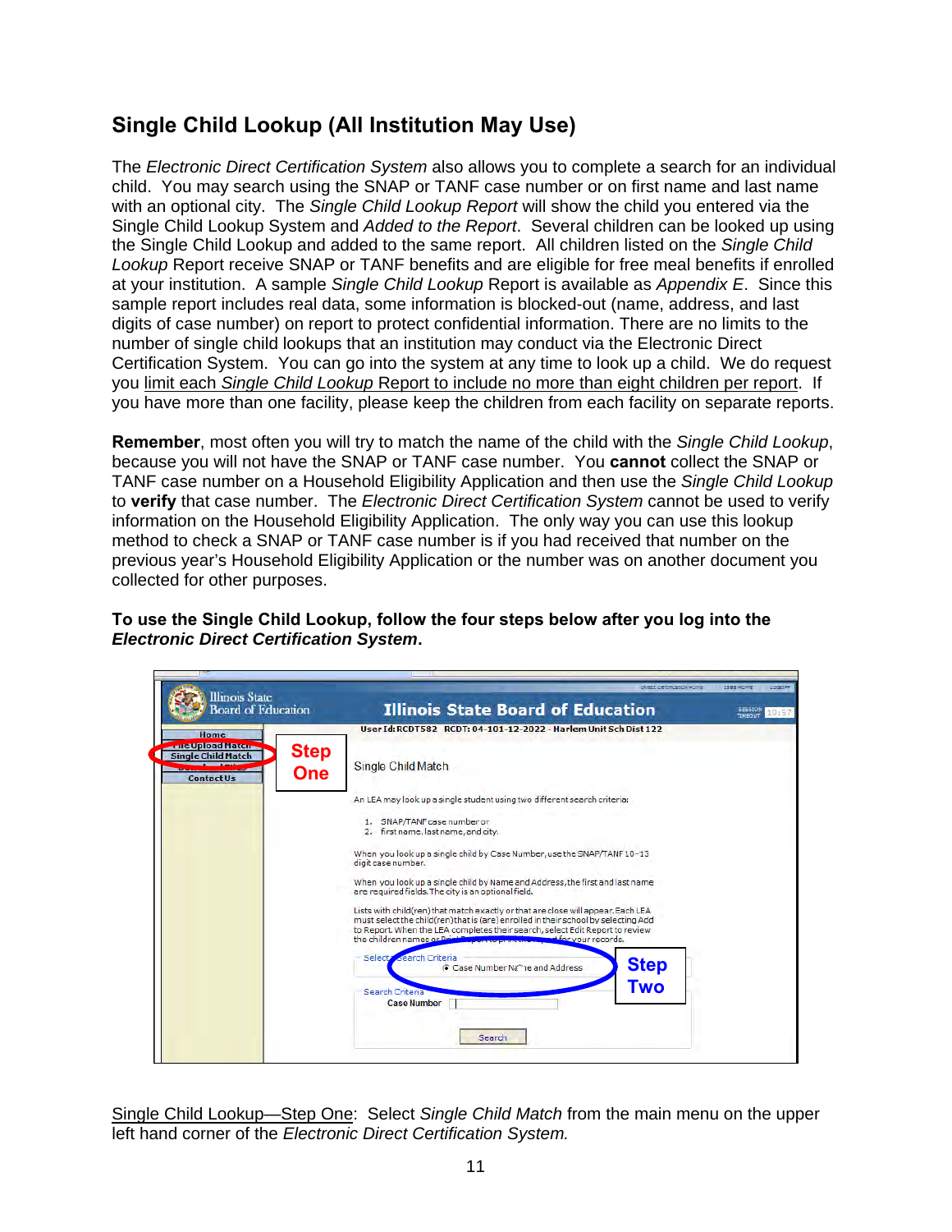## Single Child Lookup (All Institution May Use)

The *Electronic Direct Certification System* also allows you to complete a search for an individual child. You may search using the SNAP or TANF case number or on first name and last name with an optional city. The *Single Child Lookup Report* will show the child you entered via the Single Child Lookup System and *Added to the Report*. Several children can be looked up using the Single Child Lookup and added to the same report. All children listed on the *Single Child Lookup* Report receive SNAP or TANF benefits and are eligible for free meal benefits if enrolled at your institution. A sample *Single Child Lookup* Report is available as *Appendix E*. Since this sample report includes real data, some information is blocked-out (name, address, and last digits of case number) on report to protect confidential information. There are no limits to the number of single child lookups that an institution may conduct via the Electronic Direct Certification System. You can go into the system at any time to look up a child. We do request you limit each *Single Child Lookup* Report to include no more than eight children per report. If you have more than one facility, please keep the children from each facility on separate reports.

**Remember**, most often you will try to match the name of the child with the *Single Child Lookup*, because you will not have the SNAP or TANF case number. You **cannot** collect the SNAP or TANF case number on a Household Eligibility Application and then use the *Single Child Lookup* to **verify** that case number. The *Electronic Direct Certification System* cannot be used to verify information on the Household Eligibility Application. The only way you can use this lookup method to check a SNAP or TANF case number is if you had received that number on the previous year's Household Eligibility Application or the number was on another document you collected for other purposes.

**To use the Single Child Lookup, follow the four steps below after you log into the *Electronic Direct Certification System*.**

Single Child Lookup—Step One: Select *Single Child Match* from the main menu on the upper left hand corner of the *Electronic Direct Certification System.*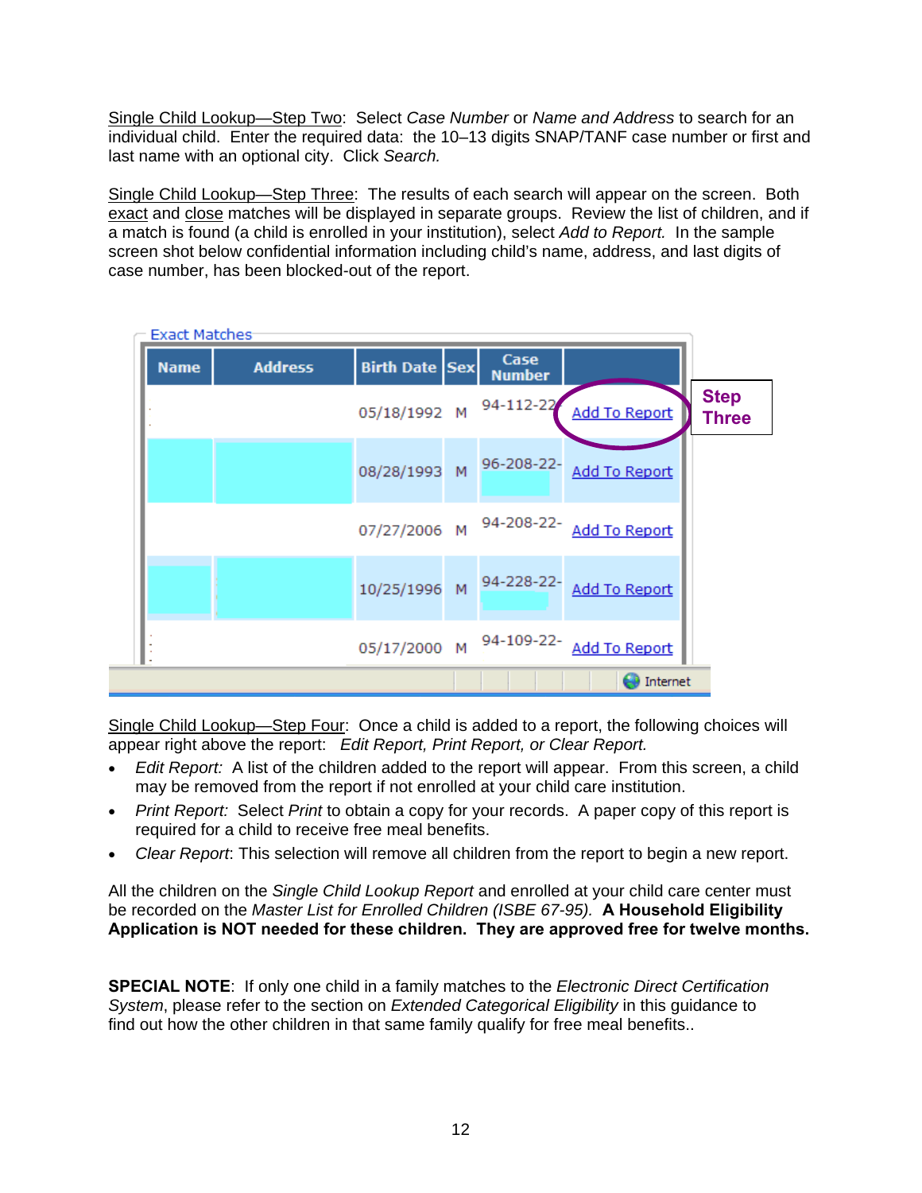Single Child Lookup—Step Two: Select *Case Number* or *Name and Address* to search for an individual child. Enter the required data: the 10–13 digits SNAP/TANF case number or first and last name with an optional city. Click *Search.*

Single Child Lookup—Step Three: The results of each search will appear on the screen. Both exact and close matches will be displayed in separate groups. Review the list of children, and if a match is found (a child is enrolled in your institution), select *Add to Report.* In the sample screen shot below confidential information including child's name, address, and last digits of case number, has been blocked-out of the report.

Exact Matches

| Name | Address | Birth Date | Sex | Case Number | |
|---|---|---|---|---|---|
| | | 05/18/1992 | M | 94-112-22 | Add To Report |
| | | 08/28/1993 | M | 96-208-22- | Add To Report |
| | | 07/27/2006 | M | 94-208-22- | Add To Report |
| | | 10/25/1996 | M | 94-228-22- | Add To Report |
| | | 05/17/2000 | M | 94-109-22- | Add To Report |

**Step Three**

Single Child Lookup—Step Four: Once a child is added to a report, the following choices will appear right above the report: *Edit Report, Print Report, or Clear Report.*

- *Edit Report:* A list of the children added to the report will appear. From this screen, a child may be removed from the report if not enrolled at your child care institution.
- *Print Report:* Select *Print* to obtain a copy for your records. A paper copy of this report is required for a child to receive free meal benefits.
- *Clear Report*: This selection will remove all children from the report to begin a new report.

All the children on the *Single Child Lookup Report* and enrolled at your child care center must be recorded on the *Master List for Enrolled Children (ISBE 67-95).* **A Household Eligibility Application is NOT needed for these children. They are approved free for twelve months.**

**SPECIAL NOTE**: If only one child in a family matches to the *Electronic Direct Certification System*, please refer to the section on *Extended Categorical Eligibility* in this guidance to find out how the other children in that same family qualify for free meal benefits..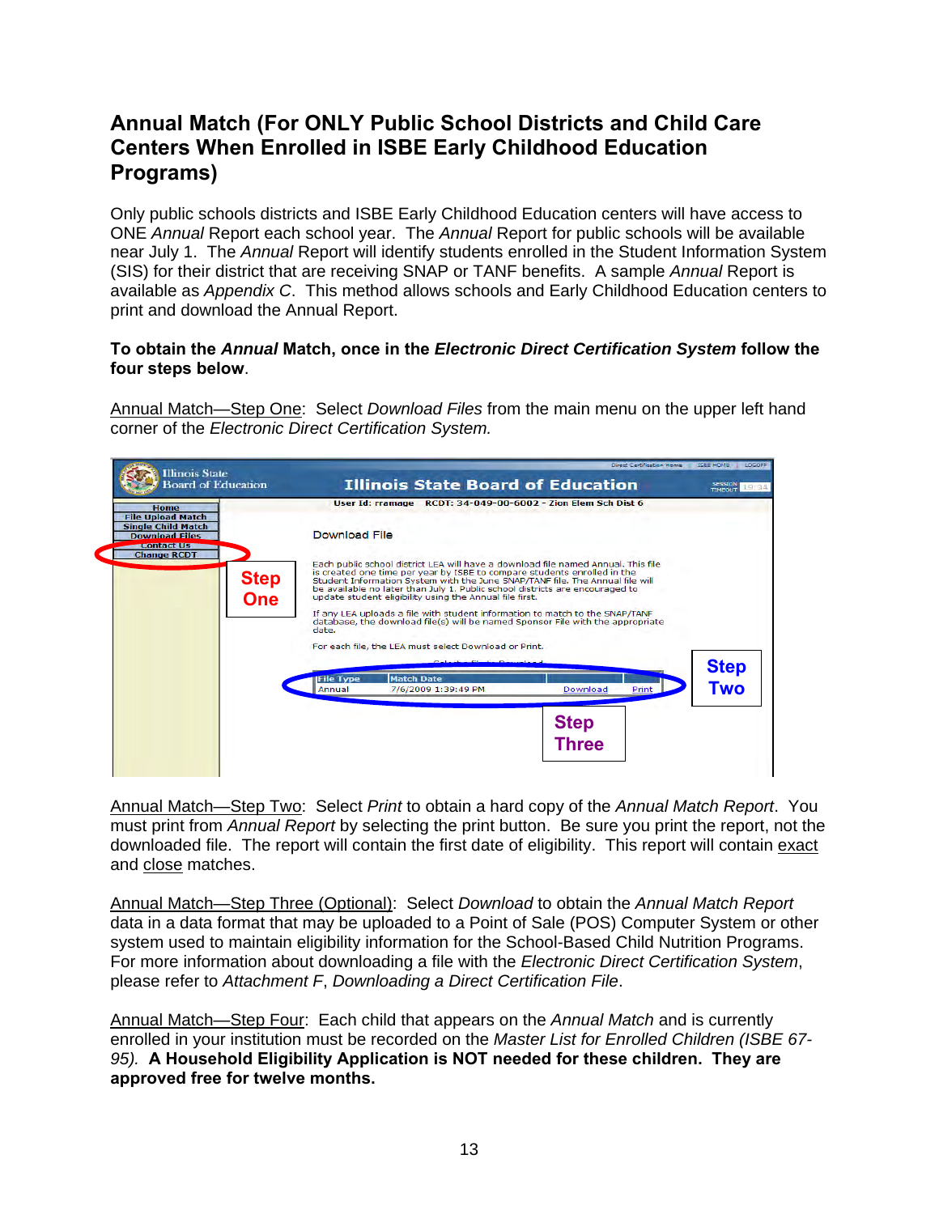## Annual Match (For ONLY Public School Districts and Child Care Centers When Enrolled in ISBE Early Childhood Education Programs)

Only public schools districts and ISBE Early Childhood Education centers will have access to ONE *Annual* Report each school year. The *Annual* Report for public schools will be available near July 1. The *Annual* Report will identify students enrolled in the Student Information System (SIS) for their district that are receiving SNAP or TANF benefits. A sample *Annual* Report is available as *Appendix C*. This method allows schools and Early Childhood Education centers to print and download the Annual Report.

**To obtain the *Annual* Match, once in the *Electronic Direct Certification System* follow the four steps below**.

Annual Match—Step One: Select *Download Files* from the main menu on the upper left hand corner of the *Electronic Direct Certification System.*

Annual Match—Step Two: Select *Print* to obtain a hard copy of the *Annual Match Report*. You must print from *Annual Report* by selecting the print button. Be sure you print the report, not the downloaded file. The report will contain the first date of eligibility. This report will contain exact and close matches.

Annual Match—Step Three (Optional): Select *Download* to obtain the *Annual Match Report* data in a data format that may be uploaded to a Point of Sale (POS) Computer System or other system used to maintain eligibility information for the School-Based Child Nutrition Programs. For more information about downloading a file with the *Electronic Direct Certification System*, please refer to *Attachment F*, *Downloading a Direct Certification File*.

Annual Match—Step Four: Each child that appears on the *Annual Match* and is currently enrolled in your institution must be recorded on the *Master List for Enrolled Children (ISBE 67-95).* **A Household Eligibility Application is NOT needed for these children. They are approved free for twelve months.**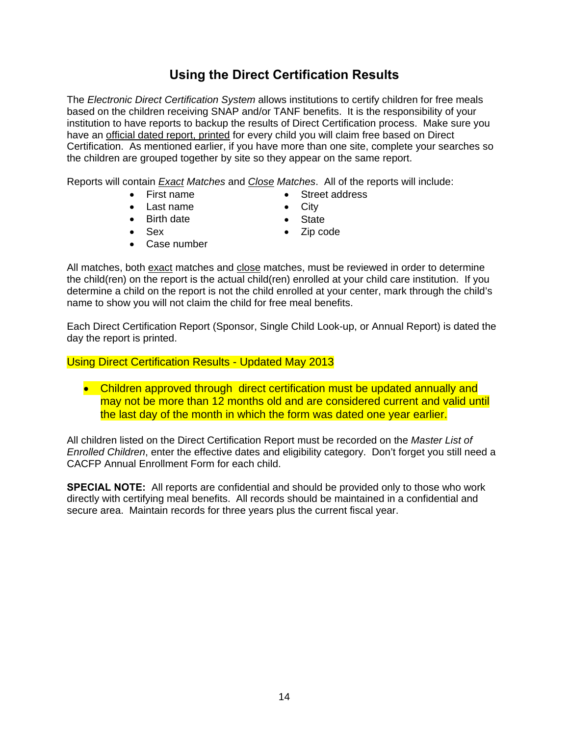## Using the Direct Certification Results

The *Electronic Direct Certification System* allows institutions to certify children for free meals based on the children receiving SNAP and/or TANF benefits. It is the responsibility of your institution to have reports to backup the results of Direct Certification process. Make sure you have an <u>official dated report, printed</u> for every child you will claim free based on Direct Certification. As mentioned earlier, if you have more than one site, complete your searches so the children are grouped together by site so they appear on the same report.

Reports will contain *<u>Exact</u> Matches* and *<u>Close</u> Matches*. All of the reports will include:

- First name
- Last name
- Birth date
- Sex
- Case number
- Street address
- City
- State
- Zip code

All matches, both <u>exact</u> matches and <u>close</u> matches, must be reviewed in order to determine the child(ren) on the report is the actual child(ren) enrolled at your child care institution. If you determine a child on the report is not the child enrolled at your center, mark through the child's name to show you will not claim the child for free meal benefits.

Each Direct Certification Report (Sponsor, Single Child Look-up, or Annual Report) is dated the day the report is printed.

Using Direct Certification Results - Updated May 2013

- Children approved through direct certification must be updated annually and may not be more than 12 months old and are considered current and valid until the last day of the month in which the form was dated one year earlier.

All children listed on the Direct Certification Report must be recorded on the *Master List of Enrolled Children*, enter the effective dates and eligibility category. Don't forget you still need a CACFP Annual Enrollment Form for each child.

**SPECIAL NOTE:** All reports are confidential and should be provided only to those who work directly with certifying meal benefits. All records should be maintained in a confidential and secure area. Maintain records for three years plus the current fiscal year.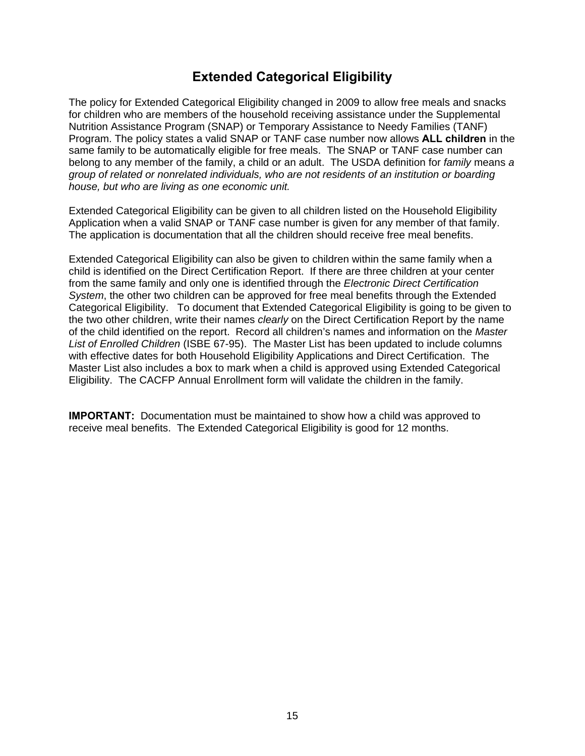# Extended Categorical Eligibility

The policy for Extended Categorical Eligibility changed in 2009 to allow free meals and snacks for children who are members of the household receiving assistance under the Supplemental Nutrition Assistance Program (SNAP) or Temporary Assistance to Needy Families (TANF) Program. The policy states a valid SNAP or TANF case number now allows **ALL children** in the same family to be automatically eligible for free meals. The SNAP or TANF case number can belong to any member of the family, a child or an adult. The USDA definition for *family* means *a group of related or nonrelated individuals, who are not residents of an institution or boarding house, but who are living as one economic unit.*

Extended Categorical Eligibility can be given to all children listed on the Household Eligibility Application when a valid SNAP or TANF case number is given for any member of that family. The application is documentation that all the children should receive free meal benefits.

Extended Categorical Eligibility can also be given to children within the same family when a child is identified on the Direct Certification Report. If there are three children at your center from the same family and only one is identified through the *Electronic Direct Certification System*, the other two children can be approved for free meal benefits through the Extended Categorical Eligibility. To document that Extended Categorical Eligibility is going to be given to the two other children, write their names *clearly* on the Direct Certification Report by the name of the child identified on the report. Record all children's names and information on the *Master List of Enrolled Children* (ISBE 67-95). The Master List has been updated to include columns with effective dates for both Household Eligibility Applications and Direct Certification. The Master List also includes a box to mark when a child is approved using Extended Categorical Eligibility. The CACFP Annual Enrollment form will validate the children in the family.

**IMPORTANT:** Documentation must be maintained to show how a child was approved to receive meal benefits. The Extended Categorical Eligibility is good for 12 months.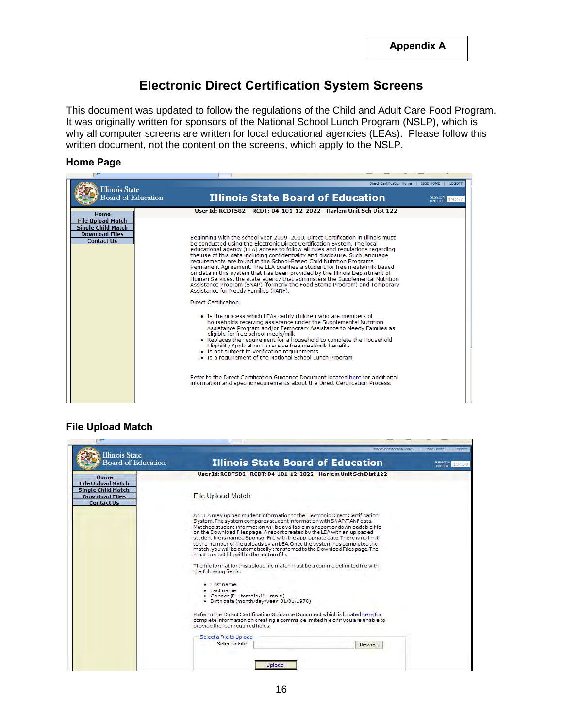Appendix A

# Electronic Direct Certification System Screens

This document was updated to follow the regulations of the Child and Adult Care Food Program. It was originally written for sponsors of the National School Lunch Program (NSLP), which is why all computer screens are written for local educational agencies (LEAs). Please follow this written document, not the content on the screens, which apply to the NSLP.

### Home Page

Illinois State Board of Education

Illinois State Board of Education

Direct Certification Home | ISBE HOME | LOGOFF

SESSION TIMEOUT 19:57

User Id: RCDT582 RCDT: 04-101-12-2022 - Harlem Unit Sch Dist 122

- Home
- File Upload Match
- Single Child Match
- Download Files
- Contact Us

Beginning with the school year 2009–2010, Direct Certification in Illinois must be conducted using the Electronic Direct Certification System. The local educational agency (LEA) agrees to follow all rules and regulations regarding the use of this data including confidentiality and disclosure. Such language requirements are found in the School-Based Child Nutrition Programs Permanent Agreement. The LEA qualifies a student for free meals/milk based on data in this system that has been provided by the Illinois Department of Human Services, the state agency that administers the Supplemental Nutrition Assistance Program (SNAP) (formerly the Food Stamp Program) and Temporary Assistance for Needy Families (TANF).

Direct Certification:

- Is the process which LEAs certify children who are members of households receiving assistance under the Supplemental Nutrition Assistance Program and/or Temporary Assistance to Needy Families as eligible for free school meals/milk
- Replaces the requirement for a household to complete the Household Eligibility Application to receive free meal/milk benefits
- Is not subject to verification requirements
- Is a requirement of the National School Lunch Program

Refer to the Direct Certification Guidance Document located here for additional information and specific requirements about the Direct Certification Process.

### File Upload Match

Illinois State Board of Education

Illinois State Board of Education

Direct Certification Home | ISBE HOME | LOGOFF

SESSION TIMEOUT 19:30

User Id: RCDT582 RCDT: 04-101-12-2022 - Harlem Unit Sch Dist 122

- Home
- File Upload Match
- Single Child Match
- Download Files
- Contact Us

File Upload Match

An LEA may upload student information to the Electronic Direct Certification System. The system compares student information with SNAP/TANF data. Matched student information will be available in a report or downloadable file on the Download Files page. A report created by the LEA with an uploaded student file is named SponsorFile with the appropriate date. There is no limit to the number of file uploads by an LEA. Once the system has completed the match, you will be automatically transferred to the Download Files page. The most current file will be the bottom file.

The file format for this upload file match must be a comma delimited file with the following fields:

- First name
- Last name
- Gender (F – female, M – male)
- Birth date (month/day/year, 01/01/1970)

Refer to the Direct Certification Guidance Document which is located here for complete information on creating a comma delimited file or if you are unable to provide the four required fields.

Select a File to Upload

Select a File [ ] Browse...

Upload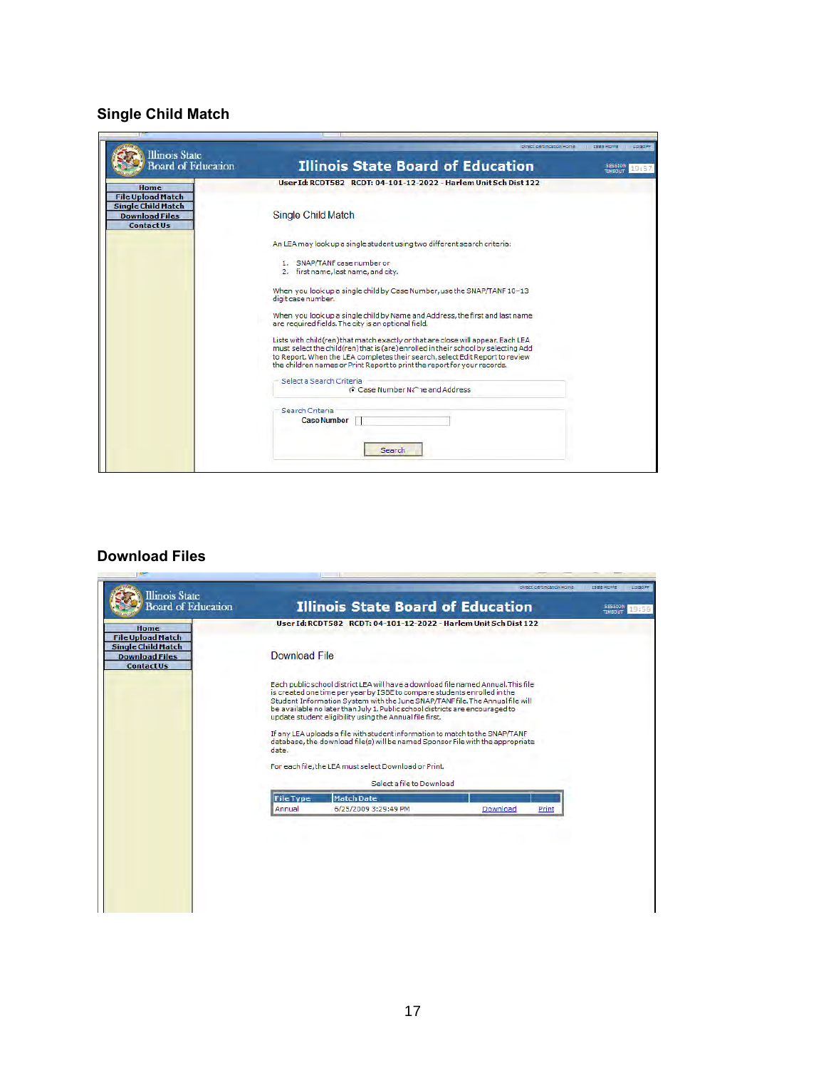## Single Child Match

Illinois State Board of Education

Home
File Upload Match
Single Child Match
Download Files
Contact Us

User Id: RCDT582 RCDT: 04-101-12-2022 - Harlem Unit Sch Dist 122

Single Child Match

An LEA may look up a single student using two different search criteria:

1. SNAP/TANF case number or
2. first name, last name, and city.

When you look up a single child by Case Number, use the SNAP/TANF 10-13 digit case number.

When you look up a single child by Name and Address, the first and last name are required fields. The city is an optional field.

Lists with child(ren) that match exactly or that are close will appear. Each LEA must select the child(ren) that is (are) enrolled in their school by selecting Add to Report. When the LEA completes their search, select Edit Report to review the children names or Print Report to print the report for your records.

Select a Search Criteria
Case Number Name and Address

Search Criteria
Case Number

Search

## Download Files

Illinois State Board of Education

Home
File Upload Match
Single Child Match
Download Files
Contact Us

User Id: RCDT582 RCDT: 04-101-12-2022 - Harlem Unit Sch Dist 122

Download File

Each public school district LEA will have a download file named Annual. This file is created one time per year by ISBE to compare students enrolled in the Student Information System with the June SNAP/TANF file. The Annual file will be available no later than July 1. Public school districts are encouraged to update student eligibility using the Annual file first.

If any LEA uploads a file with student information to match to the SNAP/TANF database, the download file(s) will be named Sponsor File with the appropriate date.

For each file, the LEA must select Download or Print.

Select a file to Download

| File Type | Match Date | | |
|---|---|---|---|
| Annual | 6/25/2009 3:29:49 PM | Download | Print |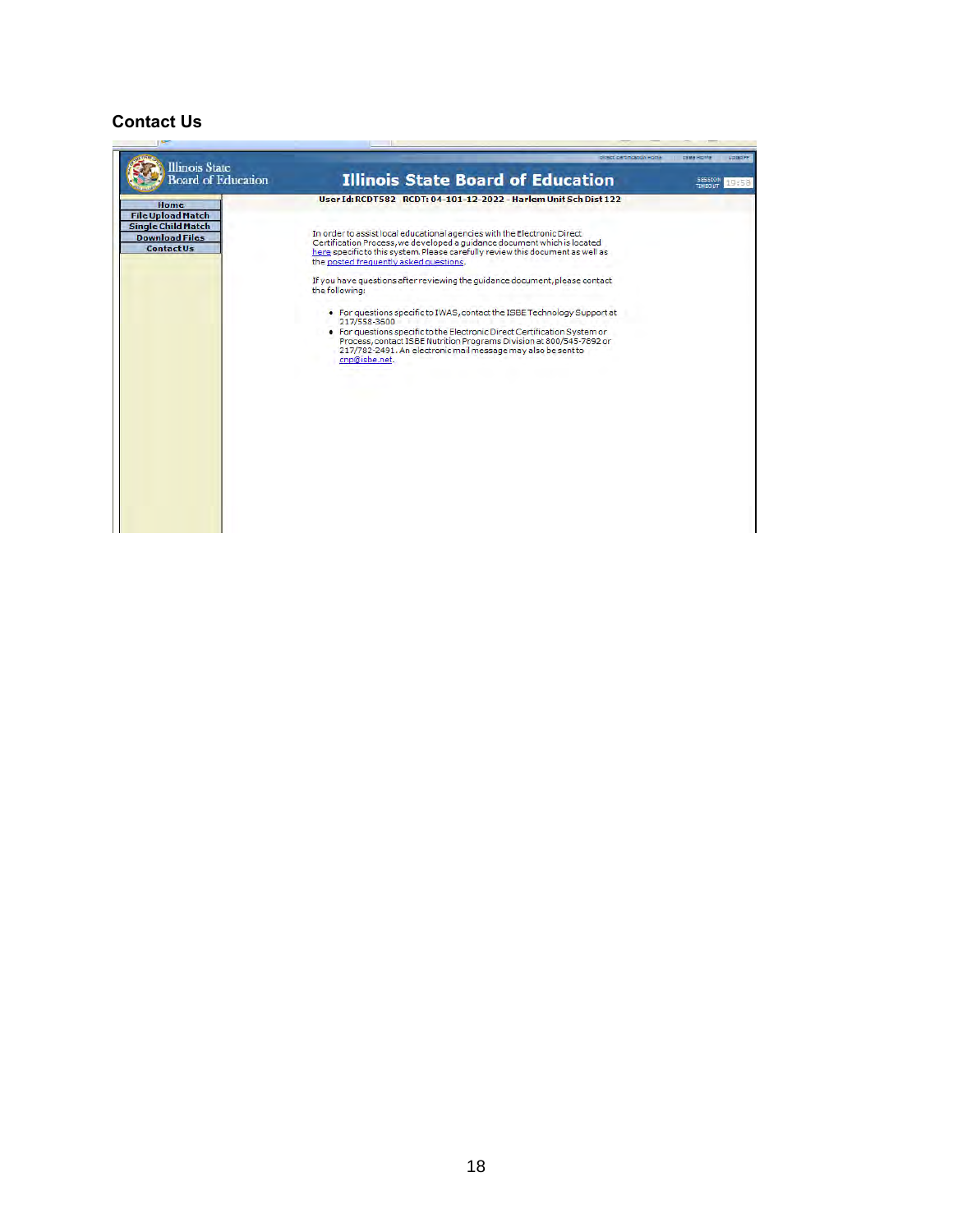## Contact Us

Illinois State Board of Education

Illinois State Board of Education

User Id: RCDT582 RCDT: 04-101-12-2022 - Harlem Unit Sch Dist 122

- Home
- File Upload Match
- Single Child Match
- Download Files
- Contact Us

In order to assist local educational agencies with the Electronic Direct Certification Process, we developed a guidance document which is located here specific to this system. Please carefully review this document as well as the posted frequently asked questions.

If you have questions after reviewing the guidance document, please contact the following:

- For questions specific to IWAS, contact the ISBE Technology Support at 217/558-3600
- For questions specific to the Electronic Direct Certification System or Process, contact ISBE Nutrition Programs Division at 800/545-7892 or 217/782-2491. An electronic mail message may also be sent to cnp@isbe.net.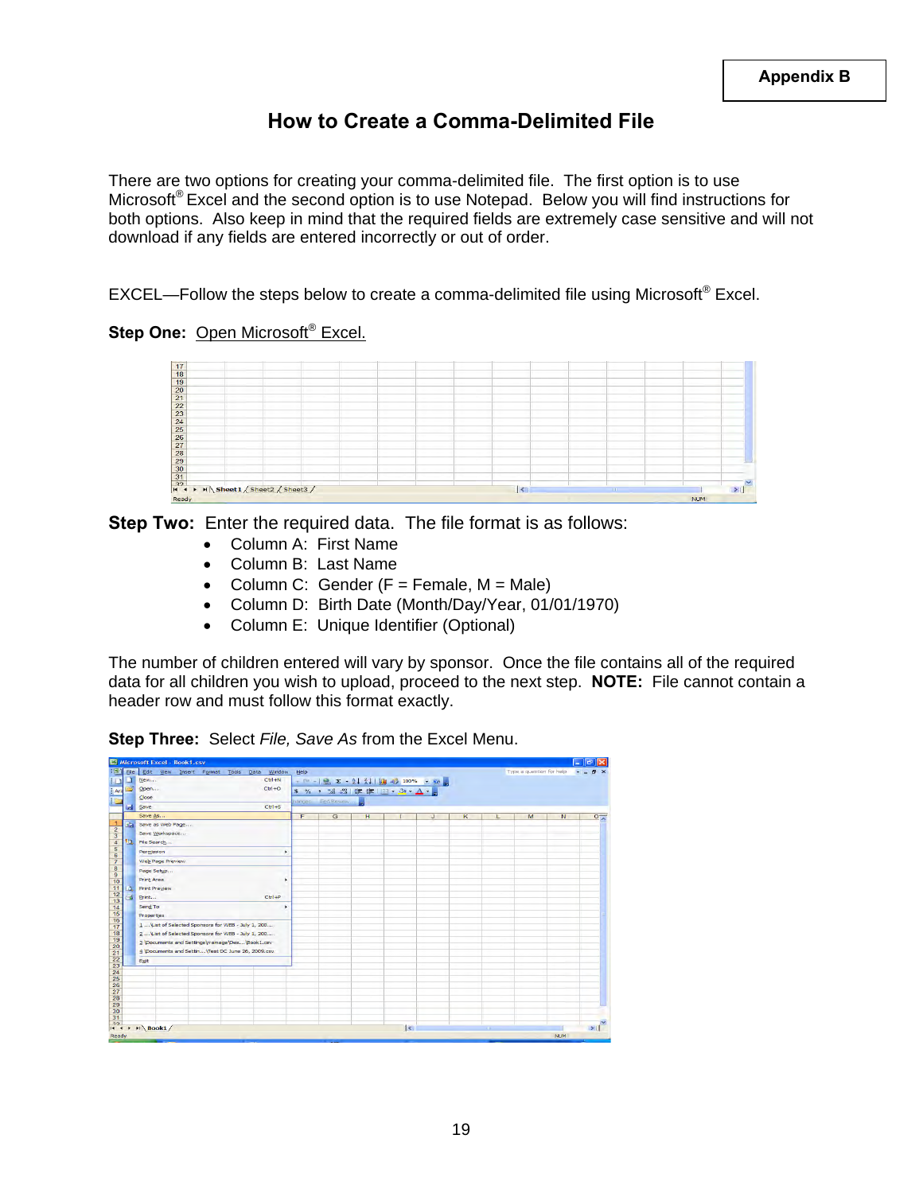**Appendix B**

# How to Create a Comma-Delimited File

There are two options for creating your comma-delimited file. The first option is to use Microsoft® Excel and the second option is to use Notepad. Below you will find instructions for both options. Also keep in mind that the required fields are extremely case sensitive and will not download if any fields are entered incorrectly or out of order.

EXCEL—Follow the steps below to create a comma-delimited file using Microsoft® Excel.

**Step One:** Open Microsoft® Excel.

**Step Two:** Enter the required data. The file format is as follows:

- Column A: First Name
- Column B: Last Name
- Column C: Gender (F = Female, M = Male)
- Column D: Birth Date (Month/Day/Year, 01/01/1970)
- Column E: Unique Identifier (Optional)

The number of children entered will vary by sponsor. Once the file contains all of the required data for all children you wish to upload, proceed to the next step. **NOTE:** File cannot contain a header row and must follow this format exactly.

**Step Three:** Select *File, Save As* from the Excel Menu.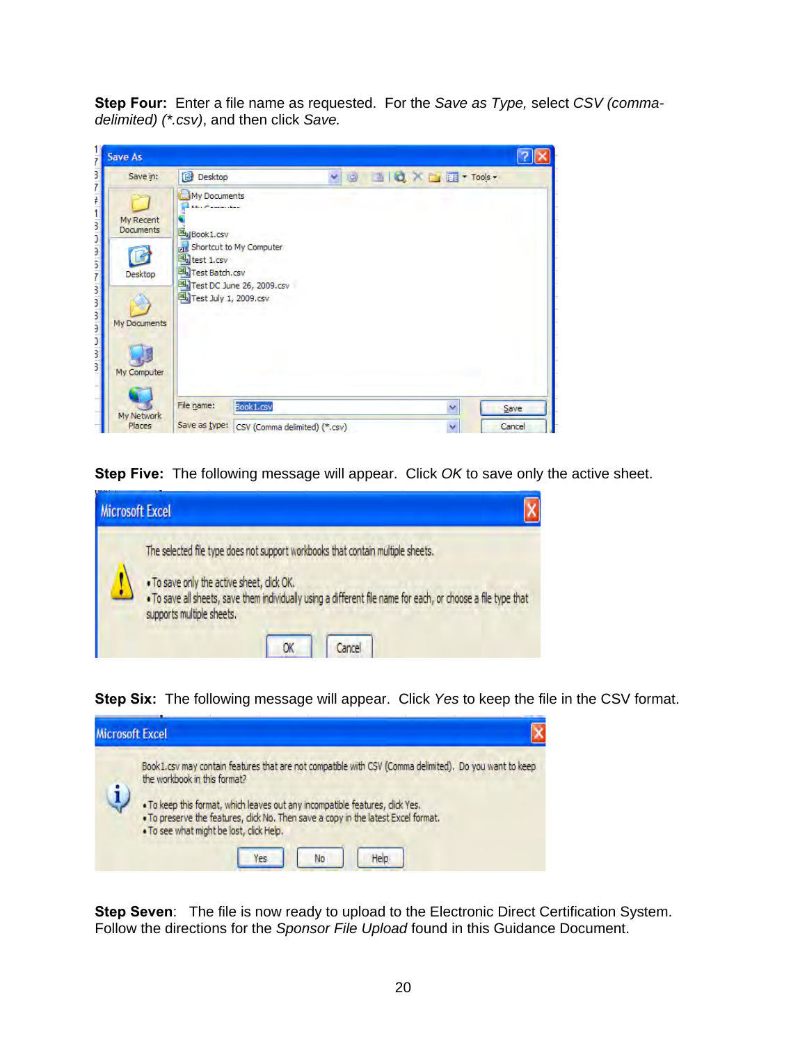**Step Four:** Enter a file name as requested. For the *Save as Type,* select *CSV (comma-delimited) (*.csv)*, and then click *Save.*

**Step Five:** The following message will appear. Click *OK* to save only the active sheet.

**Step Six:** The following message will appear. Click *Yes* to keep the file in the CSV format.

**Step Seven**: The file is now ready to upload to the Electronic Direct Certification System. Follow the directions for the *Sponsor File Upload* found in this Guidance Document.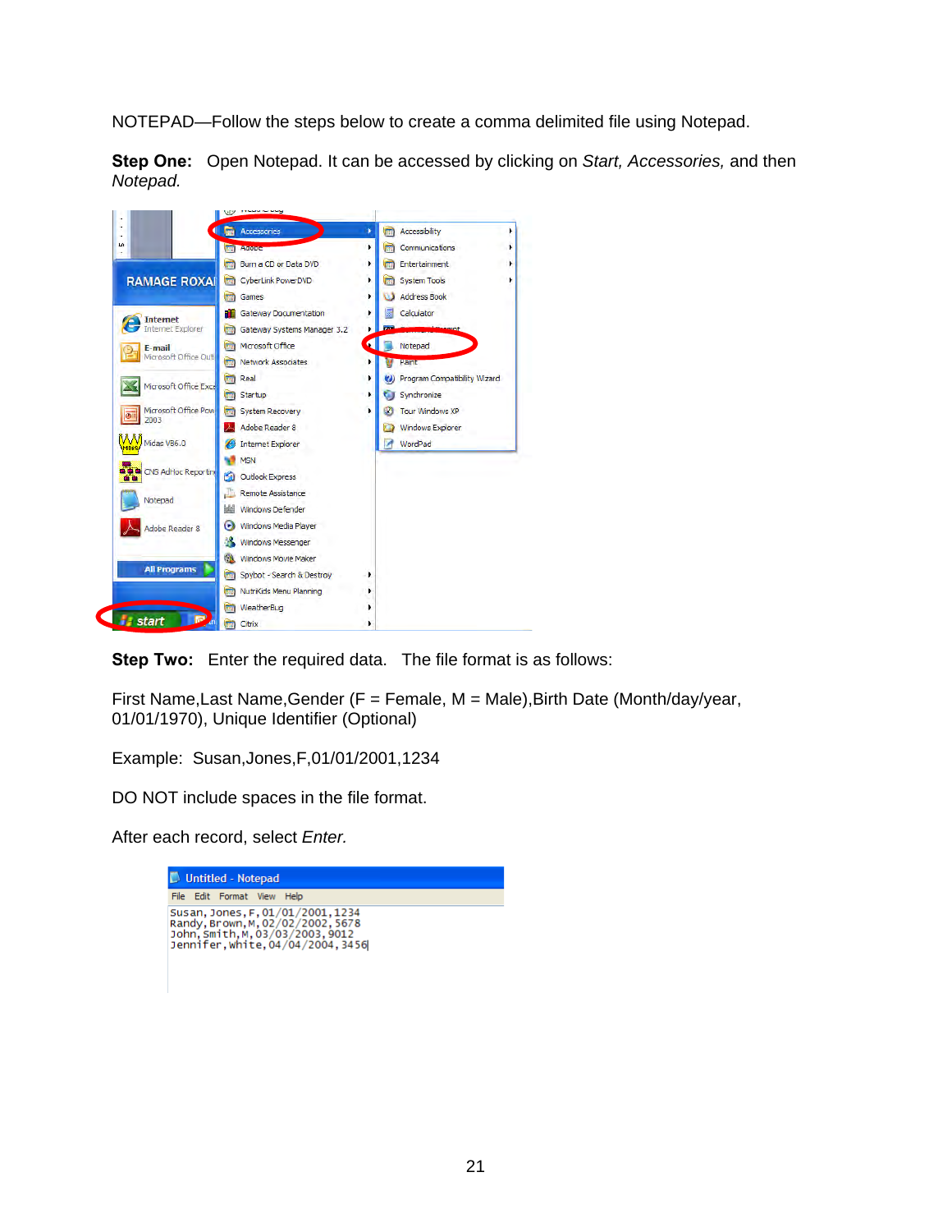NOTEPAD—Follow the steps below to create a comma delimited file using Notepad.

**Step One:** Open Notepad. It can be accessed by clicking on *Start, Accessories,* and then *Notepad.*

**Step Two:** Enter the required data. The file format is as follows:

First Name,Last Name,Gender (F = Female, M = Male),Birth Date (Month/day/year, 01/01/1970), Unique Identifier (Optional)

Example: Susan,Jones,F,01/01/2001,1234

DO NOT include spaces in the file format.

After each record, select *Enter.*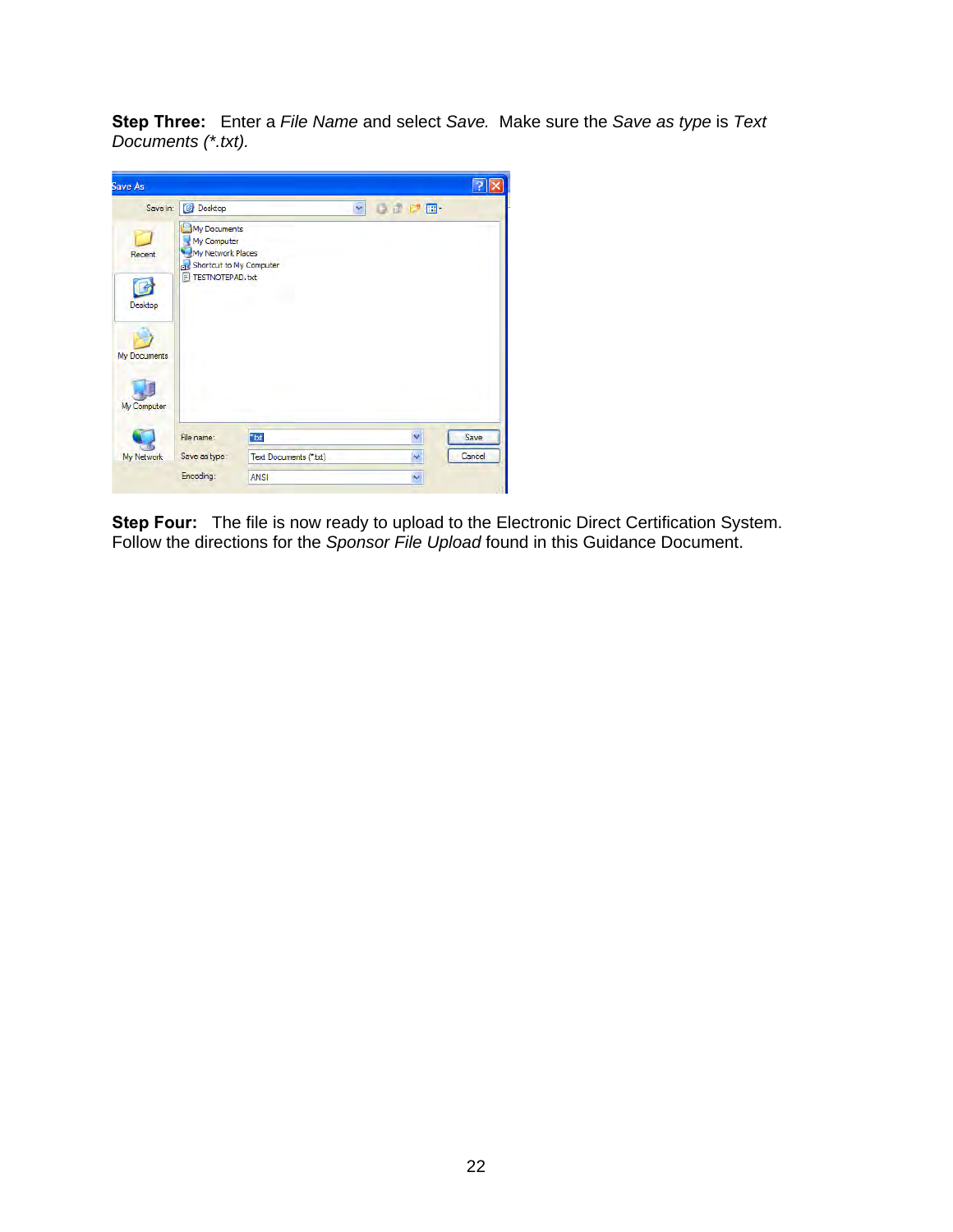**Step Three:** Enter a *File Name* and select *Save.* Make sure the *Save as type* is *Text Documents (*.txt).*

**Step Four:** The file is now ready to upload to the Electronic Direct Certification System. Follow the directions for the *Sponsor File Upload* found in this Guidance Document.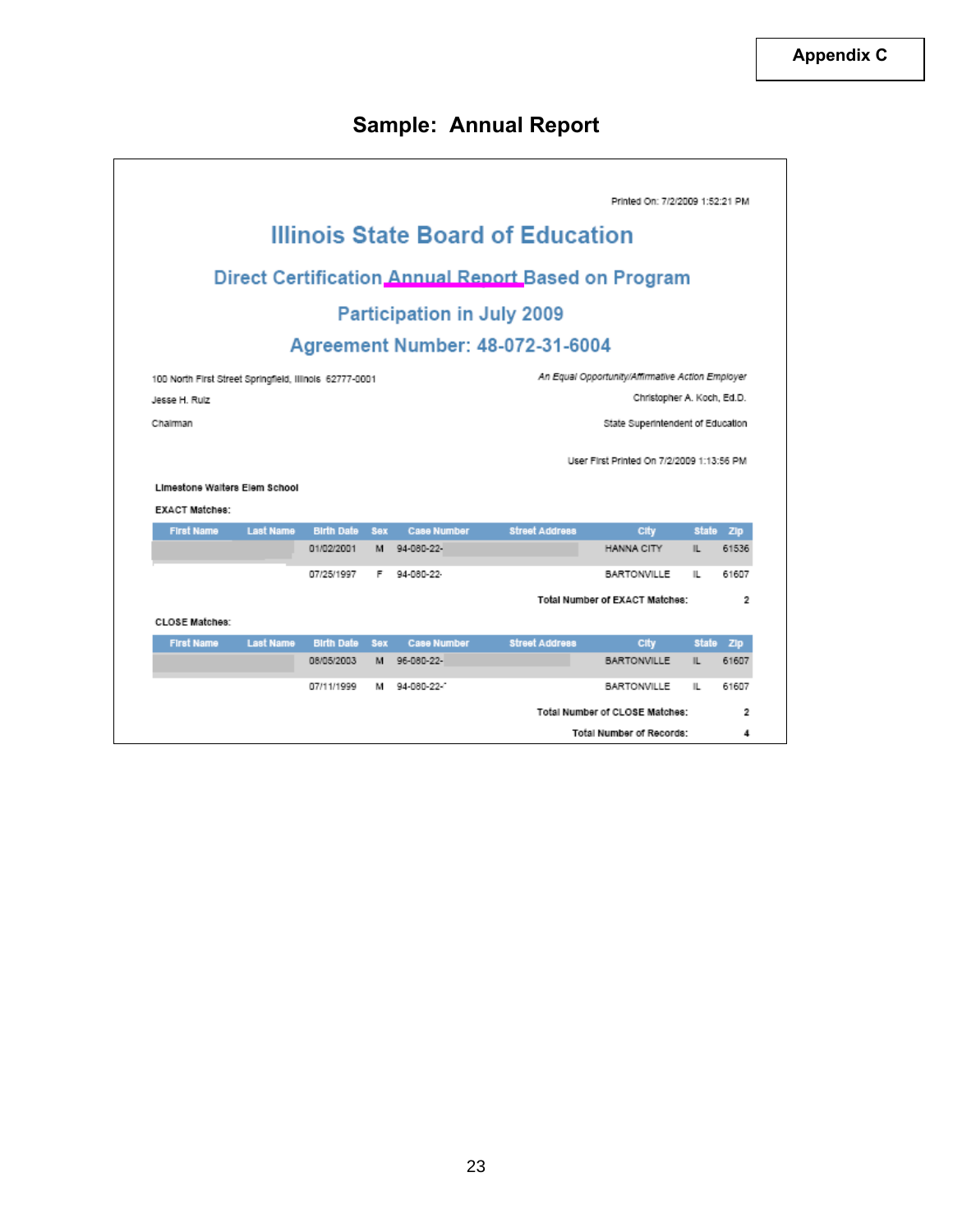**Appendix C**

# Sample: Annual Report

Printed On: 7/2/2009 1:52:21 PM

## Illinois State Board of Education

### Direct Certification Annual Report Based on Program Participation in July 2009

### Agreement Number: 48-072-31-6004

100 North First Street Springfield, Illinois 62777-0001

Jesse H. Ruiz

Chairman

*An Equal Opportunity/Affirmative Action Employer*

Christopher A. Koch, Ed.D.

State Superintendent of Education

User First Printed On 7/2/2009 1:13:56 PM

**Limestone Walters Elem School**

**EXACT Matches:**

| First Name | Last Name | Birth Date | Sex | Case Number | Street Address | City | State | Zip |
|---|---|---|---|---|---|---|---|---|
| | | 01/02/2001 | M | 94-080-22- | | HANNA CITY | IL | 61536 |
| | | 07/25/1997 | F | 94-080-22- | | BARTONVILLE | IL | 61607 |

**Total Number of EXACT Matches:** 2

**CLOSE Matches:**

| First Name | Last Name | Birth Date | Sex | Case Number | Street Address | City | State | Zip |
|---|---|---|---|---|---|---|---|---|
| | | 08/05/2003 | M | 96-080-22- | | BARTONVILLE | IL | 61607 |
| | | 07/11/1999 | M | 94-080-22- | | BARTONVILLE | IL | 61607 |

**Total Number of CLOSE Matches:** 2

**Total Number of Records:** 4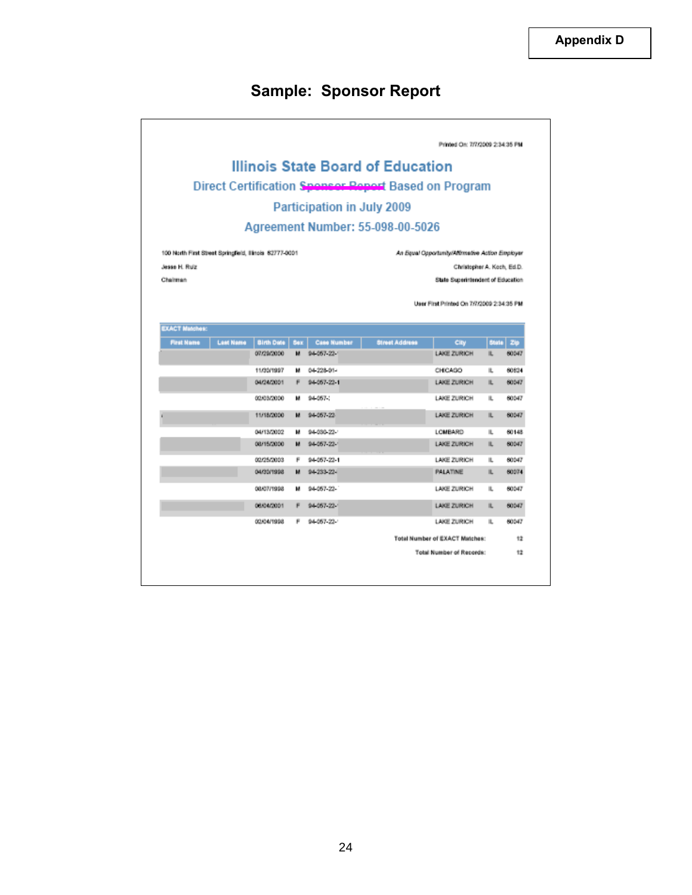Appendix D

# Sample: Sponsor Report

Printed On: 7/7/2009 2:34:35 PM

## Illinois State Board of Education

### Direct Certification ~~Sponsor Report~~ Based on Program Participation in July 2009

### Agreement Number: 55-098-00-5026

100 North First Street Springfield, Illinois 62777-0001

Jesse H. Ruiz

Chairman

*An Equal Opportunity/Affirmative Action Employer*

Christopher A. Koch, Ed.D.

State Superintendent of Education

User First Printed On 7/7/2009 2:34:35 PM

**EXACT Matches:**

| First Name | Last Name | Birth Date | Sex | Case Number | Street Address | City | State | Zip |
|---|---|---|---|---|---|---|---|---|
| | | 07/29/2000 | M | 94-057-22- | | LAKE ZURICH | IL | 60047 |
| | | 11/30/1997 | M | 04-228-01- | | CHICAGO | IL | 60624 |
| | | 04/24/2001 | F | 94-057-22-1 | | LAKE ZURICH | IL | 60047 |
| | | 02/03/2000 | M | 94-057- | | LAKE ZURICH | IL | 60047 |
| | | 11/18/2000 | M | 94-057-22 | | LAKE ZURICH | IL | 60047 |
| | | 04/13/2002 | M | 94-030-22- | | LOMBARD | IL | 60148 |
| | | 08/15/2000 | M | 94-057-22- | | LAKE ZURICH | IL | 60047 |
| | | 02/25/2003 | F | 94-057-22-1 | | LAKE ZURICH | IL | 60047 |
| | | 04/30/1998 | M | 94-233-22- | | PALATINE | IL | 60074 |
| | | 08/07/1998 | M | 94-057-22- | | LAKE ZURICH | IL | 60047 |
| | | 06/04/2001 | F | 94-057-22- | | LAKE ZURICH | IL | 60047 |
| | | 02/04/1998 | F | 94-057-22- | | LAKE ZURICH | IL | 60047 |

Total Number of EXACT Matches: 12

Total Number of Records: 12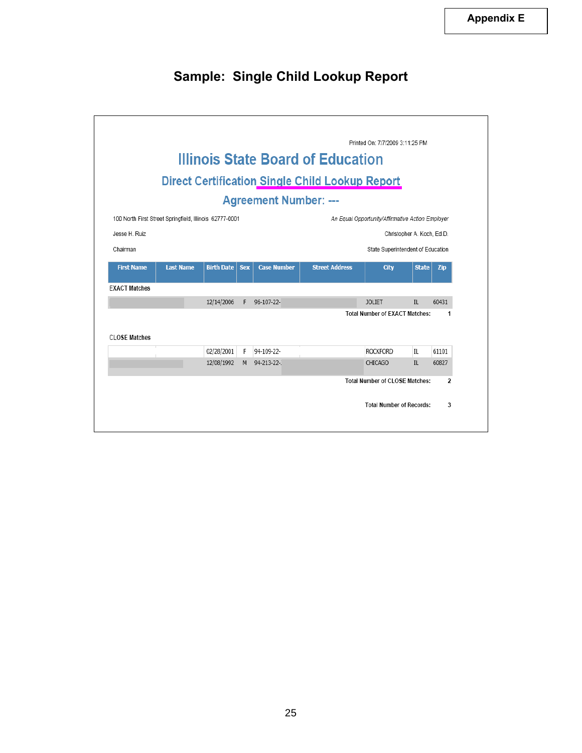Appendix E

# Sample: Single Child Lookup Report

Printed On: 7/7/2009 3:11:25 PM

## Illinois State Board of Education

### Direct Certification Single Child Lookup Report

### Agreement Number: ---

100 North First Street Springfield, Illinois 62777-0001

*An Equal Opportunity/Affirmative Action Employer*

Jesse H. Ruiz

Chairman

Christopher A. Koch, Ed.D.

State Superintendent of Education

| First Name | Last Name | Birth Date | Sex | Case Number | Street Address | City | State | Zip |
|---|---|---|---|---|---|---|---|---|
| **EXACT Matches** | | | | | | | | |
| | | 12/14/2006 | F | 96-107-22- | | JOLIET | IL | 60431 |
| | | | | | | | **Total Number of EXACT Matches:** | **1** |
| **CLOSE Matches** | | | | | | | | |
| | | 02/28/2001 | F | 94-109-22- | | ROCKFORD | IL | 61101 |
| | | 12/08/1992 | M | 94-213-22- | | CHICAGO | IL | 60827 |
| | | | | | | | **Total Number of CLOSE Matches:** | **2** |
| | | | | | | | **Total Number of Records:** | **3** |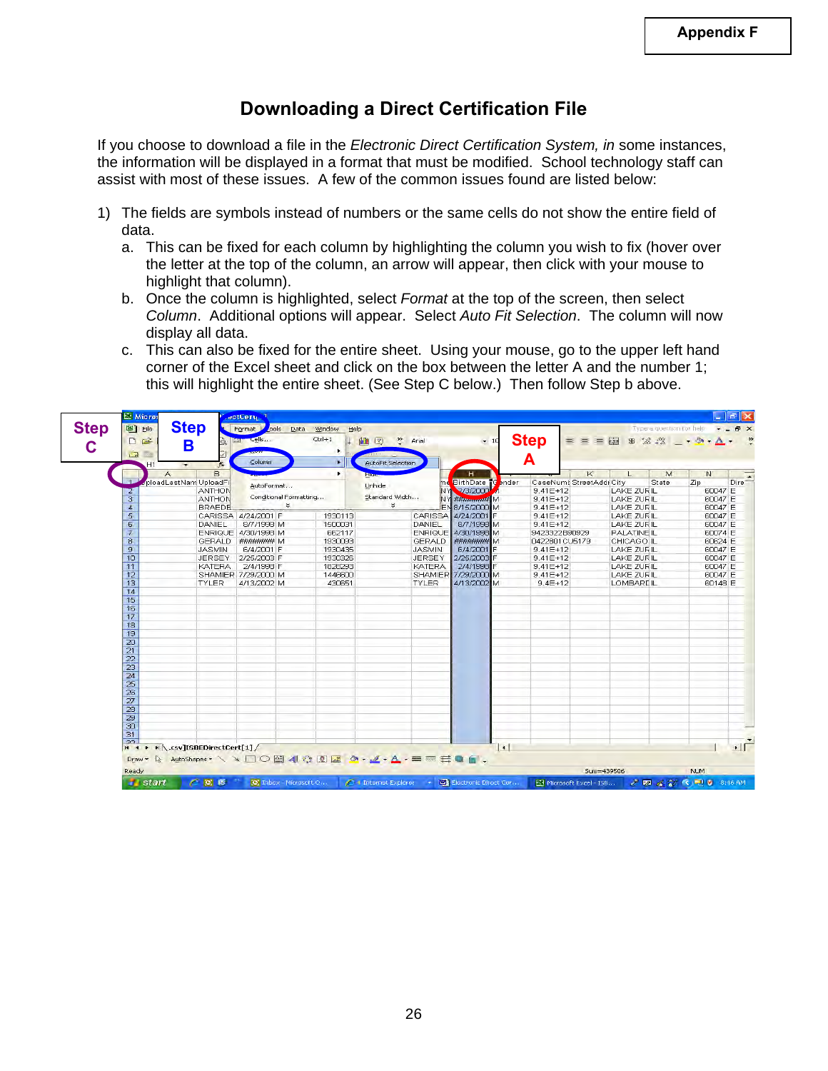Appendix F

# Downloading a Direct Certification File

If you choose to download a file in the *Electronic Direct Certification System, in* some instances, the information will be displayed in a format that must be modified. School technology staff can assist with most of these issues. A few of the common issues found are listed below:

1) The fields are symbols instead of numbers or the same cells do not show the entire field of data.
   a. This can be fixed for each column by highlighting the column you wish to fix (hover over the letter at the top of the column, an arrow will appear, then click with your mouse to highlight that column).
   b. Once the column is highlighted, select *Format* at the top of the screen, then select *Column*. Additional options will appear. Select *Auto Fit Selection*. The column will now display all data.
   c. This can also be fixed for the entire sheet. Using your mouse, go to the upper left hand corner of the Excel sheet and click on the box between the letter A and the number 1; this will highlight the entire sheet. (See Step C below.) Then follow Step b above.

Step C | Step B | Step A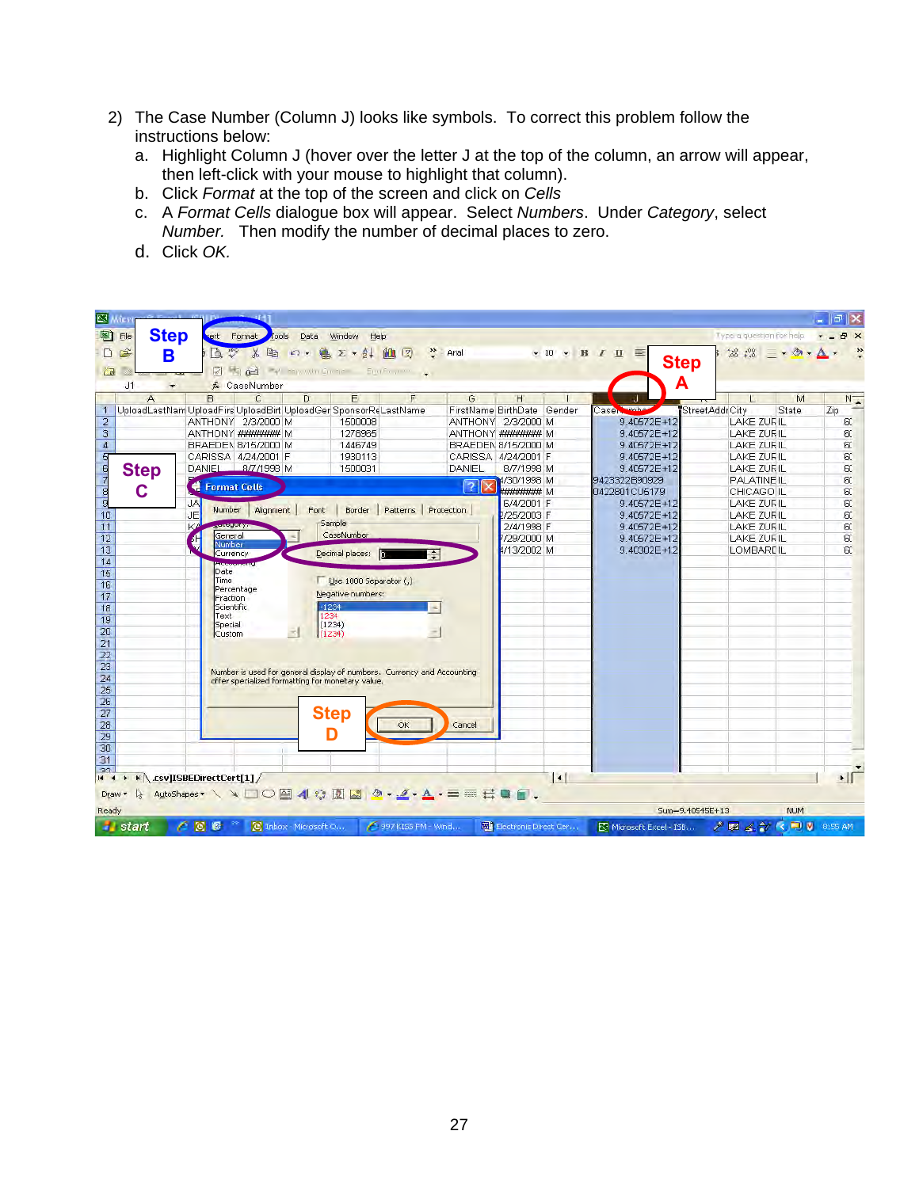2) The Case Number (Column J) looks like symbols. To correct this problem follow the instructions below:

   a. Highlight Column J (hover over the letter J at the top of the column, an arrow will appear, then left-click with your mouse to highlight that column).
   b. Click *Format* at the top of the screen and click on *Cells*
   c. A *Format Cells* dialogue box will appear. Select *Numbers*. Under *Category*, select *Number.* Then modify the number of decimal places to zero.
   d. Click *OK.*